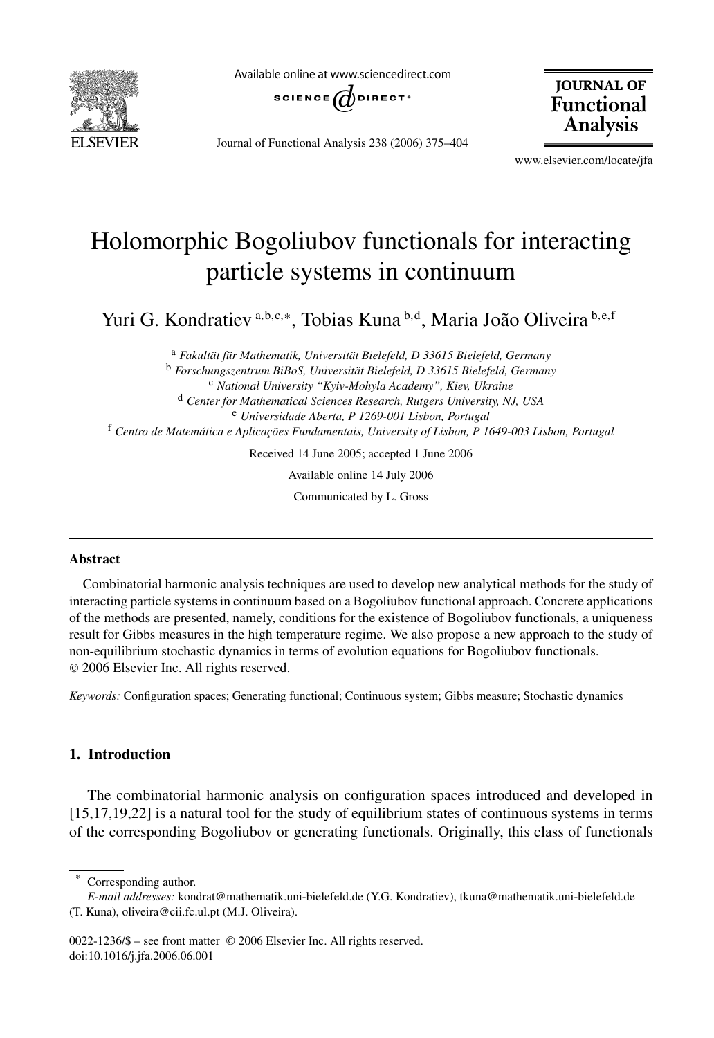# Holomorphic Bogoliubov functionals for interacting particle systems in continuum

Yuri G. Kondratiev [a,b,c,*], Tobias Kuna [b,d], Maria João Oliveira [b,e,f]

[a] *Fakultät für Mathematik, Universität Bielefeld, D 33615 Bielefeld, Germany*
[b] *Forschungszentrum BiBoS, Universität Bielefeld, D 33615 Bielefeld, Germany*
[c] *National University "Kyiv-Mohyla Academy", Kiev, Ukraine*
[d] *Center for Mathematical Sciences Research, Rutgers University, NJ, USA*
[e] *Universidade Aberta, P 1269-001 Lisbon, Portugal*
[f] *Centro de Matemática e Aplicações Fundamentais, University of Lisbon, P 1649-003 Lisbon, Portugal*

Received 14 June 2005; accepted 1 June 2006

Available online 14 July 2006

Communicated by L. Gross

---

**Abstract**

Combinatorial harmonic analysis techniques are used to develop new analytical methods for the study of interacting particle systems in continuum based on a Bogoliubov functional approach. Concrete applications of the methods are presented, namely, conditions for the existence of Bogoliubov functionals, a uniqueness result for Gibbs measures in the high temperature regime. We also propose a new approach to the study of non-equilibrium stochastic dynamics in terms of evolution equations for Bogoliubov functionals.
© 2006 Elsevier Inc. All rights reserved.

*Keywords:* Configuration spaces; Generating functional; Continuous system; Gibbs measure; Stochastic dynamics

---

## 1. Introduction

The combinatorial harmonic analysis on configuration spaces introduced and developed in [15,17,19,22] is a natural tool for the study of equilibrium states of continuous systems in terms of the corresponding Bogoliubov or generating functionals. Originally, this class of functionals

---

\* Corresponding author.
*E-mail addresses:* kondrat@mathematik.uni-bielefeld.de (Y.G. Kondratiev), tkuna@mathematik.uni-bielefeld.de (T. Kuna), oliveira@cii.fc.ul.pt (M.J. Oliveira).

0022-1236/$ – see front matter © 2006 Elsevier Inc. All rights reserved.
doi:10.1016/j.jfa.2006.06.001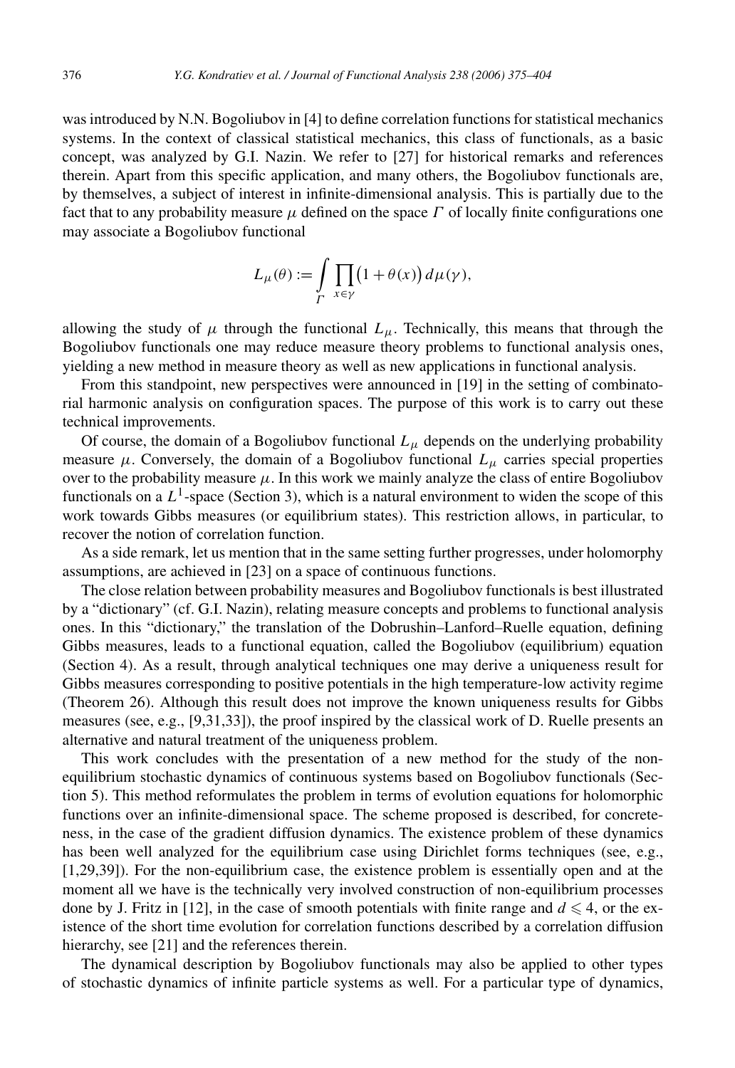was introduced by N.N. Bogoliubov in [4] to define correlation functions for statistical mechanics systems. In the context of classical statistical mechanics, this class of functionals, as a basic concept, was analyzed by G.I. Nazin. We refer to [27] for historical remarks and references therein. Apart from this specific application, and many others, the Bogoliubov functionals are, by themselves, a subject of interest in infinite-dimensional analysis. This is partially due to the fact that to any probability measure $\mu$ defined on the space $\Gamma$ of locally finite configurations one may associate a Bogoliubov functional

$$L_\mu(\theta) := \int_\Gamma \prod_{x\in\gamma} \bigl(1+\theta(x)\bigr)\, d\mu(\gamma),$$

allowing the study of $\mu$ through the functional $L_\mu$. Technically, this means that through the Bogoliubov functionals one may reduce measure theory problems to functional analysis ones, yielding a new method in measure theory as well as new applications in functional analysis.

From this standpoint, new perspectives were announced in [19] in the setting of combinatorial harmonic analysis on configuration spaces. The purpose of this work is to carry out these technical improvements.

Of course, the domain of a Bogoliubov functional $L_\mu$ depends on the underlying probability measure $\mu$. Conversely, the domain of a Bogoliubov functional $L_\mu$ carries special properties over to the probability measure $\mu$. In this work we mainly analyze the class of entire Bogoliubov functionals on a $L^1$-space (Section 3), which is a natural environment to widen the scope of this work towards Gibbs measures (or equilibrium states). This restriction allows, in particular, to recover the notion of correlation function.

As a side remark, let us mention that in the same setting further progresses, under holomorphy assumptions, are achieved in [23] on a space of continuous functions.

The close relation between probability measures and Bogoliubov functionals is best illustrated by a "dictionary" (cf. G.I. Nazin), relating measure concepts and problems to functional analysis ones. In this "dictionary," the translation of the Dobrushin–Lanford–Ruelle equation, defining Gibbs measures, leads to a functional equation, called the Bogoliubov (equilibrium) equation (Section 4). As a result, through analytical techniques one may derive a uniqueness result for Gibbs measures corresponding to positive potentials in the high temperature-low activity regime (Theorem 26). Although this result does not improve the known uniqueness results for Gibbs measures (see, e.g., [9,31,33]), the proof inspired by the classical work of D. Ruelle presents an alternative and natural treatment of the uniqueness problem.

This work concludes with the presentation of a new method for the study of the non-equilibrium stochastic dynamics of continuous systems based on Bogoliubov functionals (Section 5). This method reformulates the problem in terms of evolution equations for holomorphic functions over an infinite-dimensional space. The scheme proposed is described, for concreteness, in the case of the gradient diffusion dynamics. The existence problem of these dynamics has been well analyzed for the equilibrium case using Dirichlet forms techniques (see, e.g., [1,29,39]). For the non-equilibrium case, the existence problem is essentially open and at the moment all we have is the technically very involved construction of non-equilibrium processes done by J. Fritz in [12], in the case of smooth potentials with finite range and $d \leqslant 4$, or the existence of the short time evolution for correlation functions described by a correlation diffusion hierarchy, see [21] and the references therein.

The dynamical description by Bogoliubov functionals may also be applied to other types of stochastic dynamics of infinite particle systems as well. For a particular type of dynamics,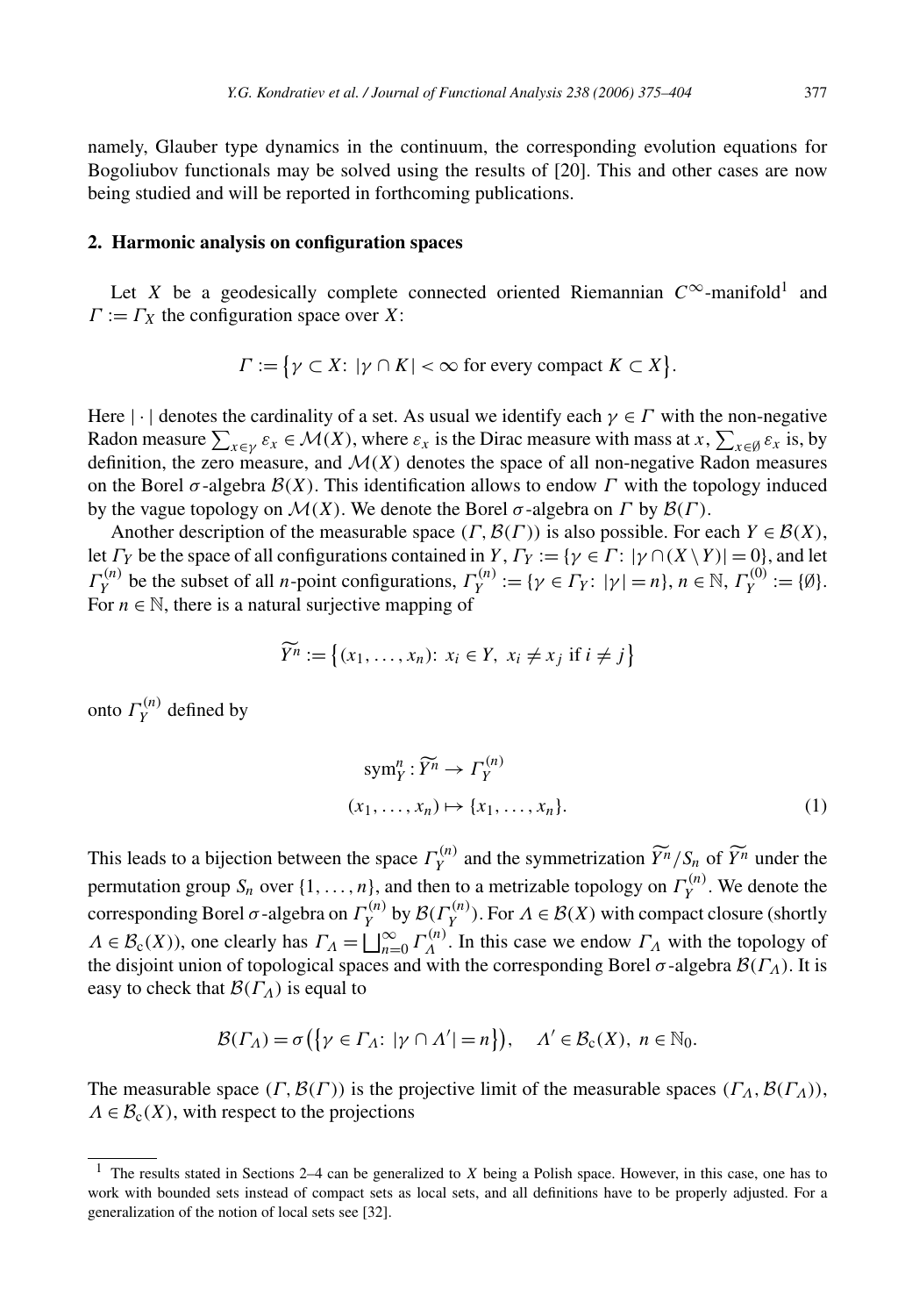namely, Glauber type dynamics in the continuum, the corresponding evolution equations for Bogoliubov functionals may be solved using the results of [20]. This and other cases are now being studied and will be reported in forthcoming publications.

## 2. Harmonic analysis on configuration spaces

Let $X$ be a geodesically complete connected oriented Riemannian $C^\infty$-manifold[1] and $\Gamma := \Gamma_X$ the configuration space over $X$:

$$\Gamma := \bigl\{\gamma \subset X\colon\ |\gamma \cap K| < \infty \text{ for every compact } K \subset X\bigr\}.$$

Here $|\cdot|$ denotes the cardinality of a set. As usual we identify each $\gamma \in \Gamma$ with the non-negative Radon measure $\sum_{x\in\gamma} \varepsilon_x \in \mathcal{M}(X)$, where $\varepsilon_x$ is the Dirac measure with mass at $x$, $\sum_{x\in\emptyset} \varepsilon_x$ is, by definition, the zero measure, and $\mathcal{M}(X)$ denotes the space of all non-negative Radon measures on the Borel $\sigma$-algebra $\mathcal{B}(X)$. This identification allows to endow $\Gamma$ with the topology induced by the vague topology on $\mathcal{M}(X)$. We denote the Borel $\sigma$-algebra on $\Gamma$ by $\mathcal{B}(\Gamma)$.

Another description of the measurable space $(\Gamma, \mathcal{B}(\Gamma))$ is also possible. For each $Y \in \mathcal{B}(X)$, let $\Gamma_Y$ be the space of all configurations contained in $Y$, $\Gamma_Y := \{\gamma \in \Gamma\colon |\gamma \cap (X \setminus Y)| = 0\}$, and let $\Gamma_Y^{(n)}$ be the subset of all $n$-point configurations, $\Gamma_Y^{(n)} := \{\gamma \in \Gamma_Y\colon |\gamma| = n\}$, $n \in \mathbb{N}$, $\Gamma_Y^{(0)} := \{\emptyset\}$. For $n \in \mathbb{N}$, there is a natural surjective mapping of

$$\widetilde{Y^n} := \bigl\{(x_1, \ldots, x_n)\colon\ x_i \in Y,\ x_i \neq x_j \text{ if } i \neq j\bigr\}$$

onto $\Gamma_Y^{(n)}$ defined by

$$\begin{aligned} \operatorname{sym}_Y^n : \widetilde{Y^n} &\to \Gamma_Y^{(n)} \\ (x_1, \ldots, x_n) &\mapsto \{x_1, \ldots, x_n\}. \end{aligned} \tag{1}$$

This leads to a bijection between the space $\Gamma_Y^{(n)}$ and the symmetrization $\widetilde{Y^n}/S_n$ of $\widetilde{Y^n}$ under the permutation group $S_n$ over $\{1, \ldots, n\}$, and then to a metrizable topology on $\Gamma_Y^{(n)}$. We denote the corresponding Borel $\sigma$-algebra on $\Gamma_Y^{(n)}$ by $\mathcal{B}(\Gamma_Y^{(n)})$. For $\Lambda \in \mathcal{B}(X)$ with compact closure (shortly $\Lambda \in \mathcal{B}_c(X)$), one clearly has $\Gamma_\Lambda = \bigsqcup_{n=0}^\infty \Gamma_\Lambda^{(n)}$. In this case we endow $\Gamma_\Lambda$ with the topology of the disjoint union of topological spaces and with the corresponding Borel $\sigma$-algebra $\mathcal{B}(\Gamma_\Lambda)$. It is easy to check that $\mathcal{B}(\Gamma_\Lambda)$ is equal to

$$\mathcal{B}(\Gamma_\Lambda) = \sigma\bigl(\bigl\{\gamma \in \Gamma_\Lambda\colon\ |\gamma \cap \Lambda'| = n\bigr\}\bigr), \quad \Lambda' \in \mathcal{B}_c(X),\ n \in \mathbb{N}_0.$$

The measurable space $(\Gamma, \mathcal{B}(\Gamma))$ is the projective limit of the measurable spaces $(\Gamma_\Lambda, \mathcal{B}(\Gamma_\Lambda))$, $\Lambda \in \mathcal{B}_c(X)$, with respect to the projections

---

[1] The results stated in Sections 2–4 can be generalized to $X$ being a Polish space. However, in this case, one has to work with bounded sets instead of compact sets as local sets, and all definitions have to be properly adjusted. For a generalization of the notion of local sets see [32].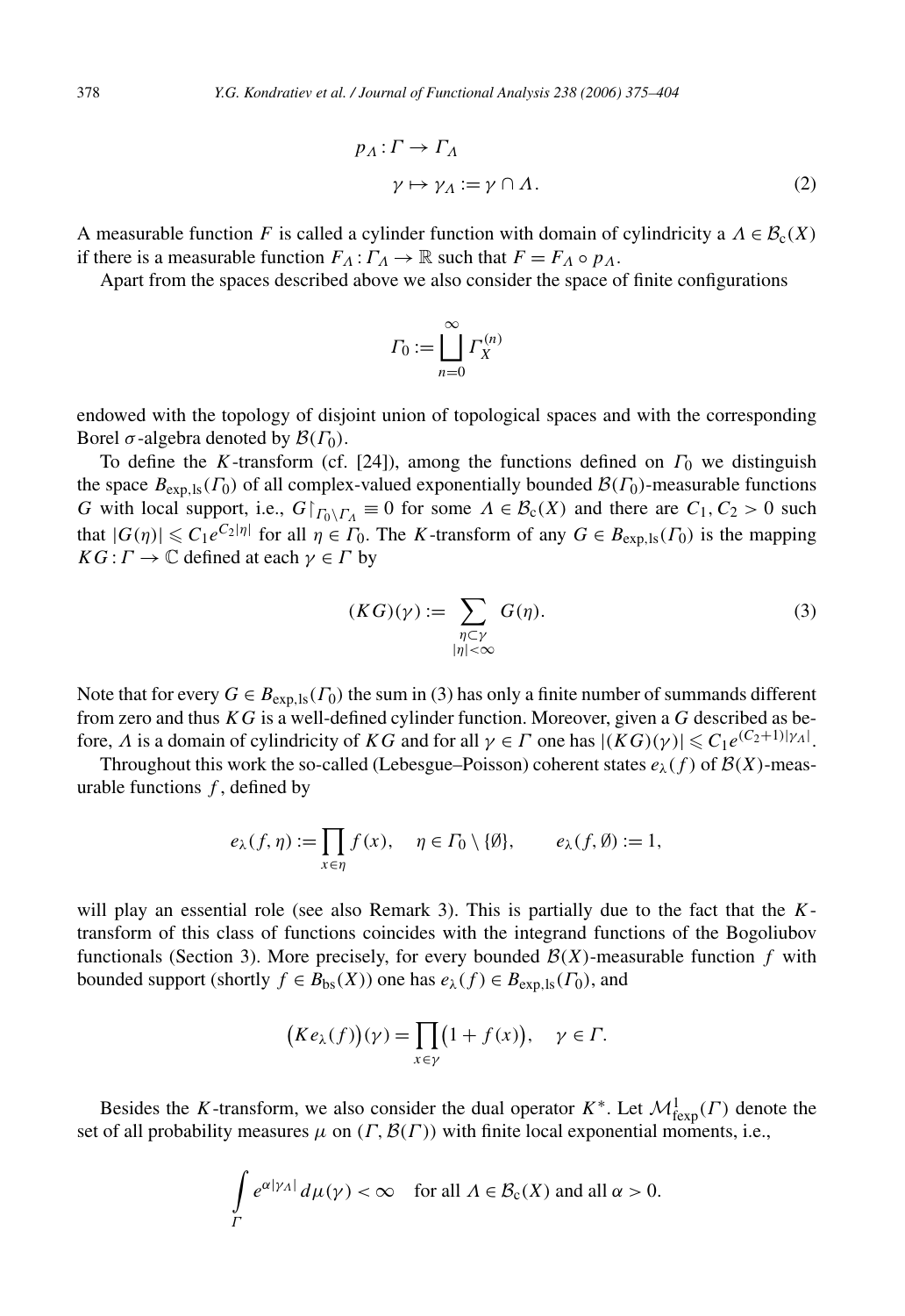$$
\begin{aligned}
p_\Lambda : \Gamma &\to \Gamma_\Lambda \\
\gamma &\mapsto \gamma_\Lambda := \gamma \cap \Lambda.
\end{aligned} \tag{2}
$$

A measurable function $F$ is called a cylinder function with domain of cylindricity a $\Lambda \in \mathcal{B}_c(X)$ if there is a measurable function $F_\Lambda : \Gamma_\Lambda \to \mathbb{R}$ such that $F = F_\Lambda \circ p_\Lambda$.

Apart from the spaces described above we also consider the space of finite configurations

$$
\Gamma_0 := \bigsqcup_{n=0}^{\infty} \Gamma_X^{(n)}
$$

endowed with the topology of disjoint union of topological spaces and with the corresponding Borel $\sigma$-algebra denoted by $\mathcal{B}(\Gamma_0)$.

To define the $K$-transform (cf. [24]), among the functions defined on $\Gamma_0$ we distinguish the space $B_{\exp,\mathrm{ls}}(\Gamma_0)$ of all complex-valued exponentially bounded $\mathcal{B}(\Gamma_0)$-measurable functions $G$ with local support, i.e., $G\restriction_{\Gamma_0 \setminus \Gamma_\Lambda} \equiv 0$ for some $\Lambda \in \mathcal{B}_c(X)$ and there are $C_1, C_2 > 0$ such that $|G(\eta)| \leqslant C_1 e^{C_2|\eta|}$ for all $\eta \in \Gamma_0$. The $K$-transform of any $G \in B_{\exp,\mathrm{ls}}(\Gamma_0)$ is the mapping $KG : \Gamma \to \mathbb{C}$ defined at each $\gamma \in \Gamma$ by

$$
(KG)(\gamma) := \sum_{\substack{\eta \subset \gamma \\ |\eta| < \infty}} G(\eta). \tag{3}
$$

Note that for every $G \in B_{\exp,\mathrm{ls}}(\Gamma_0)$ the sum in (3) has only a finite number of summands different from zero and thus $KG$ is a well-defined cylinder function. Moreover, given a $G$ described as before, $\Lambda$ is a domain of cylindricity of $KG$ and for all $\gamma \in \Gamma$ one has $|(KG)(\gamma)| \leqslant C_1 e^{(C_2+1)|\gamma_\Lambda|}$.

Throughout this work the so-called (Lebesgue–Poisson) coherent states $e_\lambda(f)$ of $\mathcal{B}(X)$-measurable functions $f$, defined by

$$
e_\lambda(f, \eta) := \prod_{x \in \eta} f(x), \quad \eta \in \Gamma_0 \setminus \{\emptyset\}, \qquad e_\lambda(f, \emptyset) := 1,
$$

will play an essential role (see also Remark 3). This is partially due to the fact that the $K$-transform of this class of functions coincides with the integrand functions of the Bogoliubov functionals (Section 3). More precisely, for every bounded $\mathcal{B}(X)$-measurable function $f$ with bounded support (shortly $f \in B_{\mathrm{bs}}(X)$) one has $e_\lambda(f) \in B_{\exp,\mathrm{ls}}(\Gamma_0)$, and

$$
\big(Ke_\lambda(f)\big)(\gamma) = \prod_{x \in \gamma} \big(1 + f(x)\big), \quad \gamma \in \Gamma.
$$

Besides the $K$-transform, we also consider the dual operator $K^*$. Let $\mathcal{M}^1_{\mathrm{fexp}}(\Gamma)$ denote the set of all probability measures $\mu$ on $(\Gamma, \mathcal{B}(\Gamma))$ with finite local exponential moments, i.e.,

$$
\int_\Gamma e^{\alpha|\gamma_\Lambda|}\, d\mu(\gamma) < \infty \quad \text{for all } \Lambda \in \mathcal{B}_c(X) \text{ and all } \alpha > 0.
$$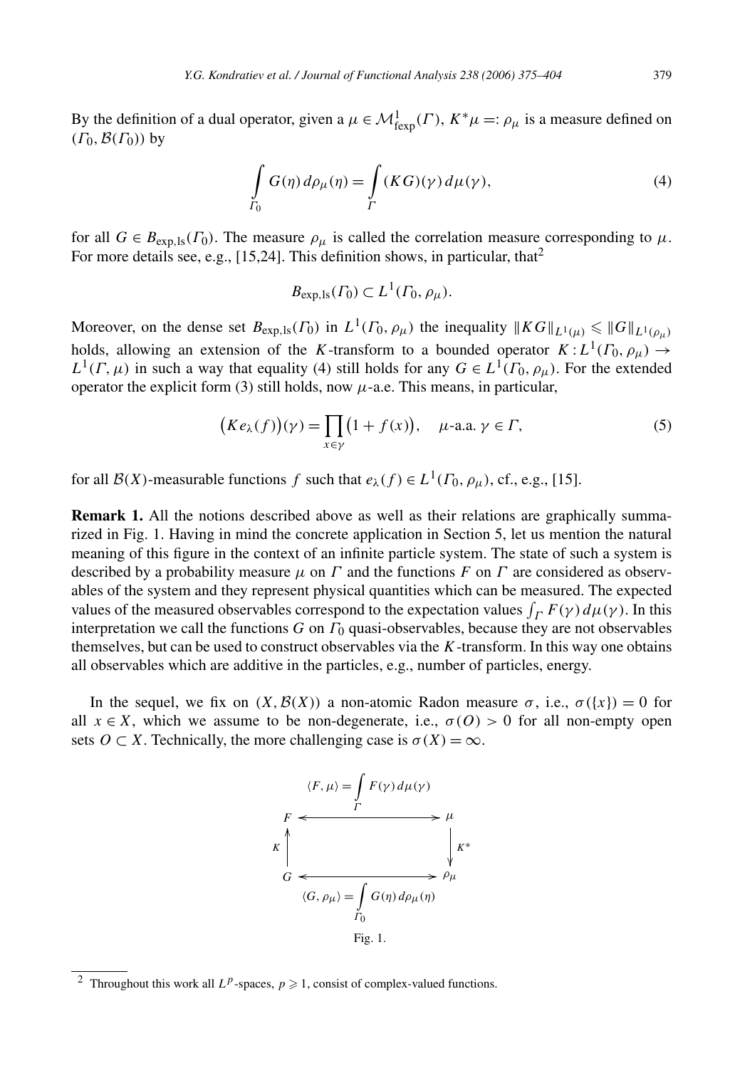By the definition of a dual operator, given a $\mu \in \mathcal{M}^1_{\mathrm{fexp}}(\Gamma)$, $K^*\mu =: \rho_\mu$ is a measure defined on $(\Gamma_0, \mathcal{B}(\Gamma_0))$ by

$$\int_{\Gamma_0} G(\eta)\, d\rho_\mu(\eta) = \int_{\Gamma} (KG)(\gamma)\, d\mu(\gamma), \tag{4}$$

for all $G \in B_{\mathrm{exp,ls}}(\Gamma_0)$. The measure $\rho_\mu$ is called the correlation measure corresponding to $\mu$. For more details see, e.g., [15,24]. This definition shows, in particular, that[2]

$$B_{\mathrm{exp,ls}}(\Gamma_0) \subset L^1(\Gamma_0, \rho_\mu).$$

Moreover, on the dense set $B_{\mathrm{exp,ls}}(\Gamma_0)$ in $L^1(\Gamma_0, \rho_\mu)$ the inequality $\|KG\|_{L^1(\mu)} \leqslant \|G\|_{L^1(\rho_\mu)}$ holds, allowing an extension of the $K$-transform to a bounded operator $K : L^1(\Gamma_0, \rho_\mu) \to L^1(\Gamma, \mu)$ in such a way that equality (4) still holds for any $G \in L^1(\Gamma_0, \rho_\mu)$. For the extended operator the explicit form (3) still holds, now $\mu$-a.e. This means, in particular,

$$\bigl(Ke_\lambda(f)\bigr)(\gamma) = \prod_{x \in \gamma} \bigl(1 + f(x)\bigr), \quad \mu\text{-a.a. } \gamma \in \Gamma, \tag{5}$$

for all $\mathcal{B}(X)$-measurable functions $f$ such that $e_\lambda(f) \in L^1(\Gamma_0, \rho_\mu)$, cf., e.g., [15].

**Remark 1.** All the notions described above as well as their relations are graphically summarized in Fig. 1. Having in mind the concrete application in Section 5, let us mention the natural meaning of this figure in the context of an infinite particle system. The state of such a system is described by a probability measure $\mu$ on $\Gamma$ and the functions $F$ on $\Gamma$ are considered as observables of the system and they represent physical quantities which can be measured. The expected values of the measured observables correspond to the expectation values $\int_\Gamma F(\gamma)\, d\mu(\gamma)$. In this interpretation we call the functions $G$ on $\Gamma_0$ quasi-observables, because they are not observables themselves, but can be used to construct observables via the $K$-transform. In this way one obtains all observables which are additive in the particles, e.g., number of particles, energy.

In the sequel, we fix on $(X, \mathcal{B}(X))$ a non-atomic Radon measure $\sigma$, i.e., $\sigma(\{x\}) = 0$ for all $x \in X$, which we assume to be non-degenerate, i.e., $\sigma(O) > 0$ for all non-empty open sets $O \subset X$. Technically, the more challenging case is $\sigma(X) = \infty$.

$$\begin{array}{ccc}
 & \langle F, \mu\rangle = \int_\Gamma F(\gamma)\, d\mu(\gamma) & \\
F & \longleftrightarrow & \mu \\
K \uparrow & & \downarrow K^* \\
G & \longleftrightarrow & \rho_\mu \\
 & \langle G, \rho_\mu\rangle = \int_{\Gamma_0} G(\eta)\, d\rho_\mu(\eta) &
\end{array}$$

Fig. 1.

[2] Throughout this work all $L^p$-spaces, $p \geqslant 1$, consist of complex-valued functions.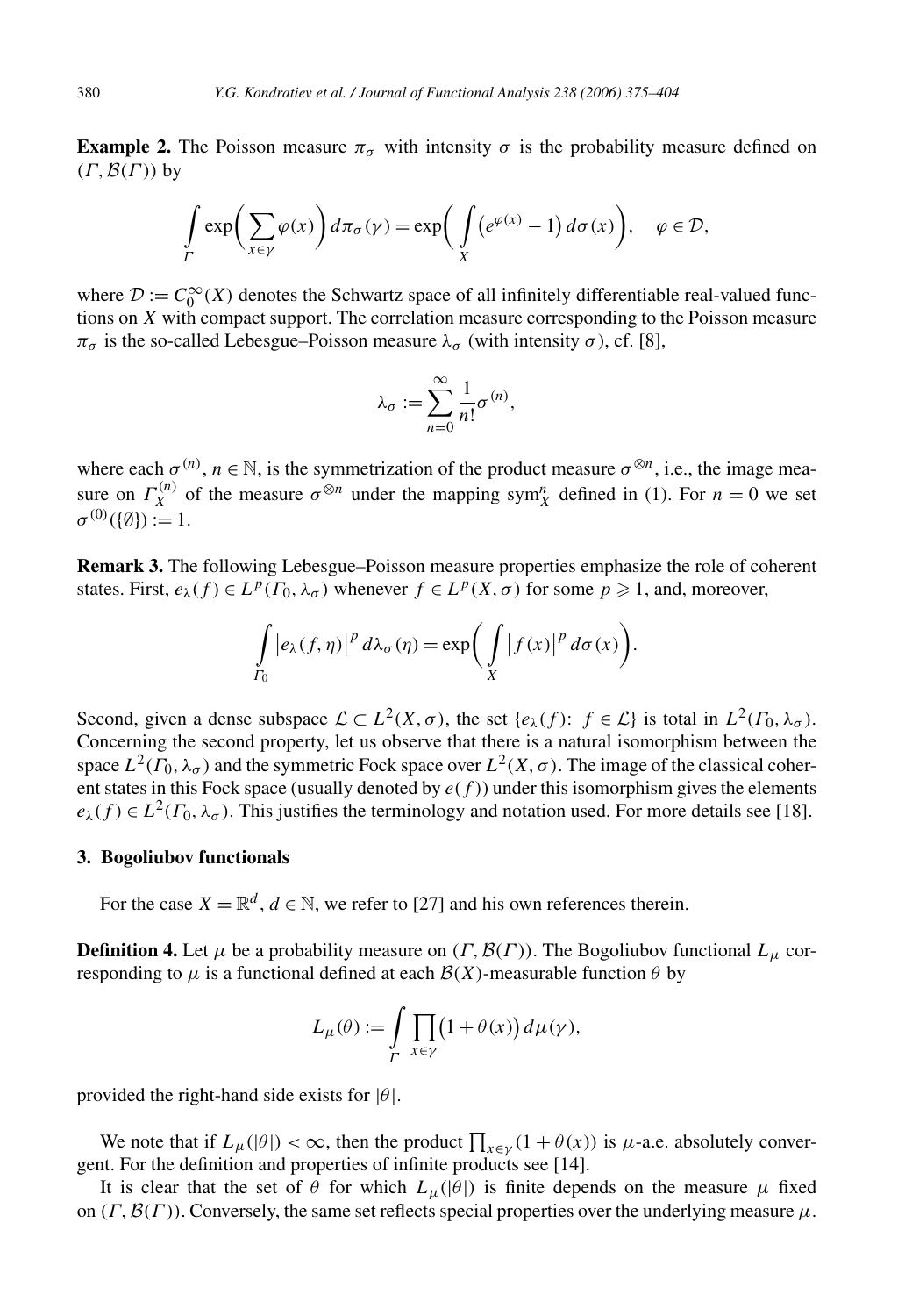**Example 2.** The Poisson measure $\pi_\sigma$ with intensity $\sigma$ is the probability measure defined on $(\Gamma, \mathcal{B}(\Gamma))$ by

$$\int_\Gamma \exp\biggl(\sum_{x\in\gamma} \varphi(x)\biggr)\, d\pi_\sigma(\gamma) = \exp\biggl(\int_X \bigl(e^{\varphi(x)} - 1\bigr)\, d\sigma(x)\biggr), \quad \varphi \in \mathcal{D},$$

where $\mathcal{D} := C_0^\infty(X)$ denotes the Schwartz space of all infinitely differentiable real-valued functions on $X$ with compact support. The correlation measure corresponding to the Poisson measure $\pi_\sigma$ is the so-called Lebesgue–Poisson measure $\lambda_\sigma$ (with intensity $\sigma$), cf. [8],

$$\lambda_\sigma := \sum_{n=0}^\infty \frac{1}{n!} \sigma^{(n)},$$

where each $\sigma^{(n)}$, $n \in \mathbb{N}$, is the symmetrization of the product measure $\sigma^{\otimes n}$, i.e., the image measure on $\Gamma_X^{(n)}$ of the measure $\sigma^{\otimes n}$ under the mapping $\mathrm{sym}_X^n$ defined in (1). For $n = 0$ we set $\sigma^{(0)}(\{\emptyset\}) := 1$.

**Remark 3.** The following Lebesgue–Poisson measure properties emphasize the role of coherent states. First, $e_\lambda(f) \in L^p(\Gamma_0, \lambda_\sigma)$ whenever $f \in L^p(X, \sigma)$ for some $p \geqslant 1$, and, moreover,

$$\int_{\Gamma_0} \bigl|e_\lambda(f, \eta)\bigr|^p\, d\lambda_\sigma(\eta) = \exp\biggl(\int_X \bigl|f(x)\bigr|^p\, d\sigma(x)\biggr).$$

Second, given a dense subspace $\mathcal{L} \subset L^2(X, \sigma)$, the set $\{e_\lambda(f)\colon f \in \mathcal{L}\}$ is total in $L^2(\Gamma_0, \lambda_\sigma)$. Concerning the second property, let us observe that there is a natural isomorphism between the space $L^2(\Gamma_0, \lambda_\sigma)$ and the symmetric Fock space over $L^2(X, \sigma)$. The image of the classical coherent states in this Fock space (usually denoted by $e(f)$) under this isomorphism gives the elements $e_\lambda(f) \in L^2(\Gamma_0, \lambda_\sigma)$. This justifies the terminology and notation used. For more details see [18].

## 3. Bogoliubov functionals

For the case $X = \mathbb{R}^d$, $d \in \mathbb{N}$, we refer to [27] and his own references therein.

**Definition 4.** Let $\mu$ be a probability measure on $(\Gamma, \mathcal{B}(\Gamma))$. The Bogoliubov functional $L_\mu$ corresponding to $\mu$ is a functional defined at each $\mathcal{B}(X)$-measurable function $\theta$ by

$$L_\mu(\theta) := \int_\Gamma \prod_{x\in\gamma} \bigl(1 + \theta(x)\bigr)\, d\mu(\gamma),$$

provided the right-hand side exists for $|\theta|$.

We note that if $L_\mu(|\theta|) < \infty$, then the product $\prod_{x\in\gamma}(1 + \theta(x))$ is $\mu$-a.e. absolutely convergent. For the definition and properties of infinite products see [14].

It is clear that the set of $\theta$ for which $L_\mu(|\theta|)$ is finite depends on the measure $\mu$ fixed on $(\Gamma, \mathcal{B}(\Gamma))$. Conversely, the same set reflects special properties over the underlying measure $\mu$.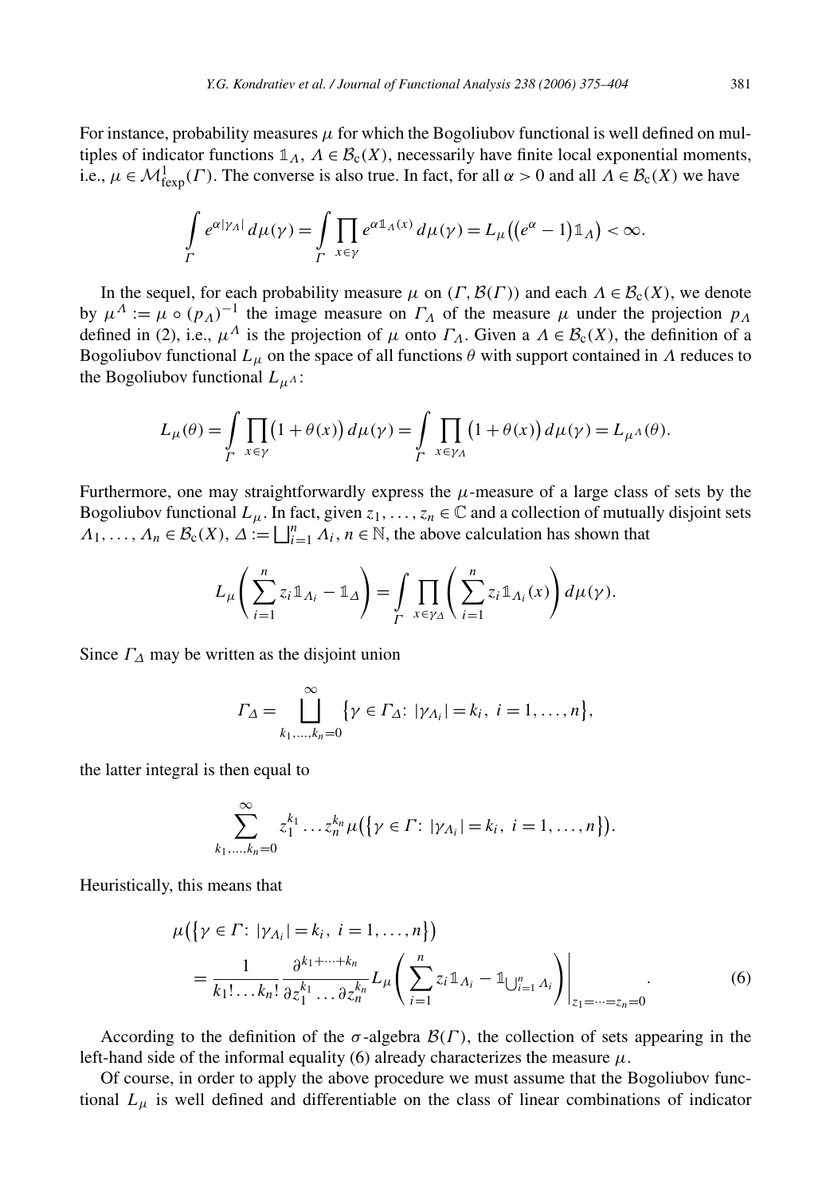For instance, probability measures $\mu$ for which the Bogoliubov functional is well defined on multiples of indicator functions $\mathbb{1}_\Lambda$, $\Lambda \in \mathcal{B}_c(X)$, necessarily have finite local exponential moments, i.e., $\mu \in \mathcal{M}^1_{\mathrm{fexp}}(\Gamma)$. The converse is also true. In fact, for all $\alpha > 0$ and all $\Lambda \in \mathcal{B}_c(X)$ we have

$$\int_\Gamma e^{\alpha|\gamma_\Lambda|}\, d\mu(\gamma) = \int_\Gamma \prod_{x\in\gamma} e^{\alpha \mathbb{1}_\Lambda(x)}\, d\mu(\gamma) = L_\mu\big(\big(e^\alpha - 1\big)\mathbb{1}_\Lambda\big) < \infty.$$

In the sequel, for each probability measure $\mu$ on $(\Gamma, \mathcal{B}(\Gamma))$ and each $\Lambda \in \mathcal{B}_c(X)$, we denote by $\mu^\Lambda := \mu \circ (p_\Lambda)^{-1}$ the image measure on $\Gamma_\Lambda$ of the measure $\mu$ under the projection $p_\Lambda$ defined in (2), i.e., $\mu^\Lambda$ is the projection of $\mu$ onto $\Gamma_\Lambda$. Given a $\Lambda \in \mathcal{B}_c(X)$, the definition of a Bogoliubov functional $L_\mu$ on the space of all functions $\theta$ with support contained in $\Lambda$ reduces to the Bogoliubov functional $L_{\mu^\Lambda}$:

$$L_\mu(\theta) = \int_\Gamma \prod_{x\in\gamma}\big(1+\theta(x)\big)\, d\mu(\gamma) = \int_\Gamma \prod_{x\in\gamma_\Lambda}\big(1+\theta(x)\big)\, d\mu(\gamma) = L_{\mu^\Lambda}(\theta).$$

Furthermore, one may straightforwardly express the $\mu$-measure of a large class of sets by the Bogoliubov functional $L_\mu$. In fact, given $z_1, \ldots, z_n \in \mathbb{C}$ and a collection of mutually disjoint sets $\Lambda_1, \ldots, \Lambda_n \in \mathcal{B}_c(X)$, $\Delta := \bigsqcup_{i=1}^n \Lambda_i$, $n \in \mathbb{N}$, the above calculation has shown that

$$L_\mu\left(\sum_{i=1}^n z_i \mathbb{1}_{\Lambda_i} - \mathbb{1}_\Delta\right) = \int_\Gamma \prod_{x\in\gamma_\Delta}\left(\sum_{i=1}^n z_i \mathbb{1}_{\Lambda_i}(x)\right) d\mu(\gamma).$$

Since $\Gamma_\Delta$ may be written as the disjoint union

$$\Gamma_\Delta = \bigsqcup_{k_1,\ldots,k_n=0}^{\infty} \big\{\gamma \in \Gamma_\Delta\colon |\gamma_{\Lambda_i}| = k_i,\ i = 1, \ldots, n\big\},$$

the latter integral is then equal to

$$\sum_{k_1,\ldots,k_n=0}^{\infty} z_1^{k_1} \ldots z_n^{k_n} \mu\big(\big\{\gamma \in \Gamma\colon |\gamma_{\Lambda_i}| = k_i,\ i = 1, \ldots, n\big\}\big).$$

Heuristically, this means that

$$\mu\big(\big\{\gamma \in \Gamma\colon |\gamma_{\Lambda_i}| = k_i,\ i = 1, \ldots, n\big\}\big) = \frac{1}{k_1! \ldots k_n!} \frac{\partial^{k_1+\cdots+k_n}}{\partial z_1^{k_1} \ldots \partial z_n^{k_n}} L_\mu\left(\sum_{i=1}^n z_i \mathbb{1}_{\Lambda_i} - \mathbb{1}_{\bigcup_{i=1}^n \Lambda_i}\right)\Bigg|_{z_1=\cdots=z_n=0}. \tag{6}$$

According to the definition of the $\sigma$-algebra $\mathcal{B}(\Gamma)$, the collection of sets appearing in the left-hand side of the informal equality (6) already characterizes the measure $\mu$.

Of course, in order to apply the above procedure we must assume that the Bogoliubov functional $L_\mu$ is well defined and differentiable on the class of linear combinations of indicator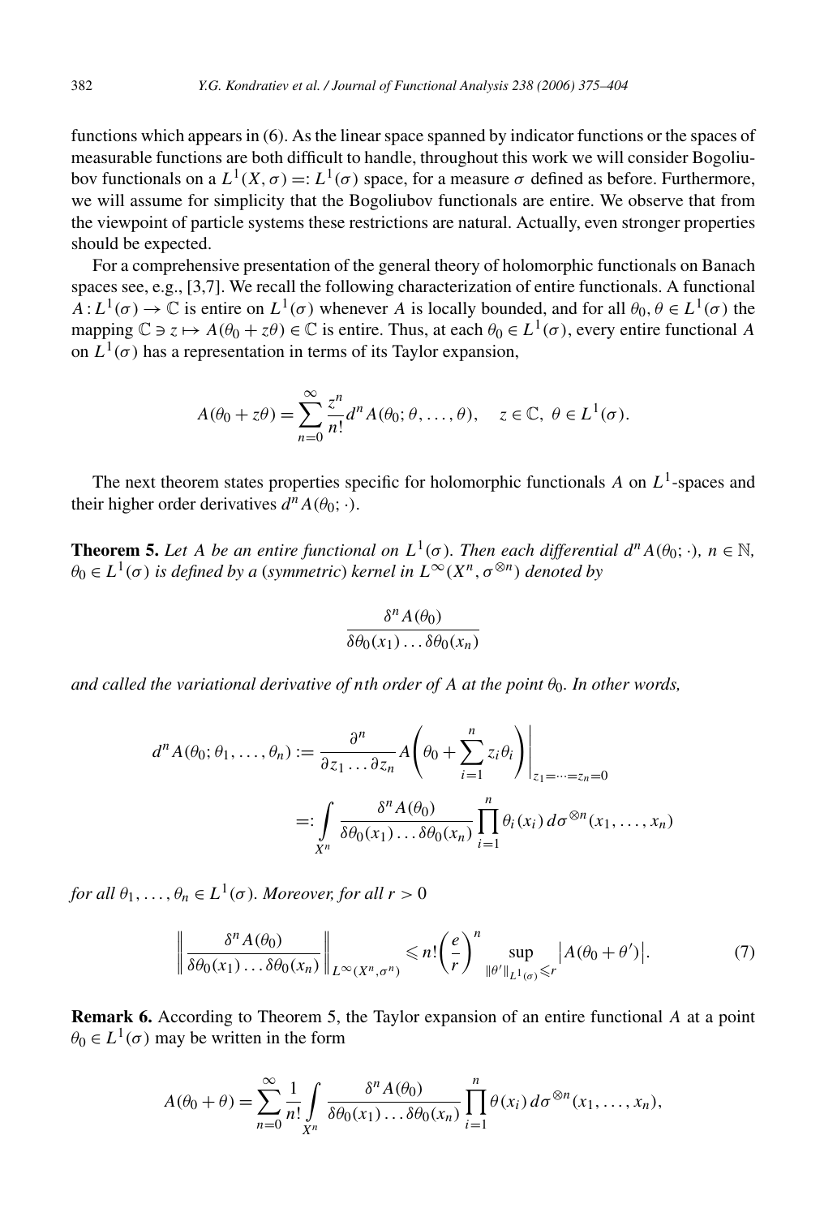functions which appears in (6). As the linear space spanned by indicator functions or the spaces of measurable functions are both difficult to handle, throughout this work we will consider Bogoliubov functionals on a $L^1(X,\sigma) =: L^1(\sigma)$ space, for a measure $\sigma$ defined as before. Furthermore, we will assume for simplicity that the Bogoliubov functionals are entire. We observe that from the viewpoint of particle systems these restrictions are natural. Actually, even stronger properties should be expected.

For a comprehensive presentation of the general theory of holomorphic functionals on Banach spaces see, e.g., [3,7]. We recall the following characterization of entire functionals. A functional $A: L^1(\sigma) \to \mathbb{C}$ is entire on $L^1(\sigma)$ whenever $A$ is locally bounded, and for all $\theta_0, \theta \in L^1(\sigma)$ the mapping $\mathbb{C} \ni z \mapsto A(\theta_0 + z\theta) \in \mathbb{C}$ is entire. Thus, at each $\theta_0 \in L^1(\sigma)$, every entire functional $A$ on $L^1(\sigma)$ has a representation in terms of its Taylor expansion,

$$A(\theta_0 + z\theta) = \sum_{n=0}^{\infty} \frac{z^n}{n!} d^n A(\theta_0; \theta, \ldots, \theta), \quad z \in \mathbb{C},\ \theta \in L^1(\sigma).$$

The next theorem states properties specific for holomorphic functionals $A$ on $L^1$-spaces and their higher order derivatives $d^n A(\theta_0; \cdot)$.

**Theorem 5.** *Let $A$ be an entire functional on $L^1(\sigma)$. Then each differential $d^n A(\theta_0; \cdot)$, $n \in \mathbb{N}$, $\theta_0 \in L^1(\sigma)$ is defined by a (symmetric) kernel in $L^\infty(X^n, \sigma^{\otimes n})$ denoted by*

$$\frac{\delta^n A(\theta_0)}{\delta\theta_0(x_1)\ldots\delta\theta_0(x_n)}$$

*and called the variational derivative of $n$th order of $A$ at the point $\theta_0$. In other words,*

$$\begin{aligned} d^n A(\theta_0; \theta_1, \ldots, \theta_n) &:= \frac{\partial^n}{\partial z_1 \ldots \partial z_n} A\left(\theta_0 + \sum_{i=1}^{n} z_i \theta_i\right)\Bigg|_{z_1 = \cdots = z_n = 0} \\ &=: \int_{X^n} \frac{\delta^n A(\theta_0)}{\delta\theta_0(x_1)\ldots\delta\theta_0(x_n)} \prod_{i=1}^{n} \theta_i(x_i)\, d\sigma^{\otimes n}(x_1, \ldots, x_n) \end{aligned}$$

*for all $\theta_1, \ldots, \theta_n \in L^1(\sigma)$. Moreover, for all $r > 0$*

$$\left\| \frac{\delta^n A(\theta_0)}{\delta\theta_0(x_1)\ldots\delta\theta_0(x_n)} \right\|_{L^\infty(X^n, \sigma^n)} \leqslant n! \left(\frac{e}{r}\right)^n \sup_{\|\theta'\|_{L^1(\sigma)} \leqslant r} \left|A(\theta_0 + \theta')\right|. \tag{7}$$

**Remark 6.** According to Theorem 5, the Taylor expansion of an entire functional $A$ at a point $\theta_0 \in L^1(\sigma)$ may be written in the form

$$A(\theta_0 + \theta) = \sum_{n=0}^{\infty} \frac{1}{n!} \int_{X^n} \frac{\delta^n A(\theta_0)}{\delta\theta_0(x_1)\ldots\delta\theta_0(x_n)} \prod_{i=1}^{n} \theta(x_i)\, d\sigma^{\otimes n}(x_1, \ldots, x_n),$$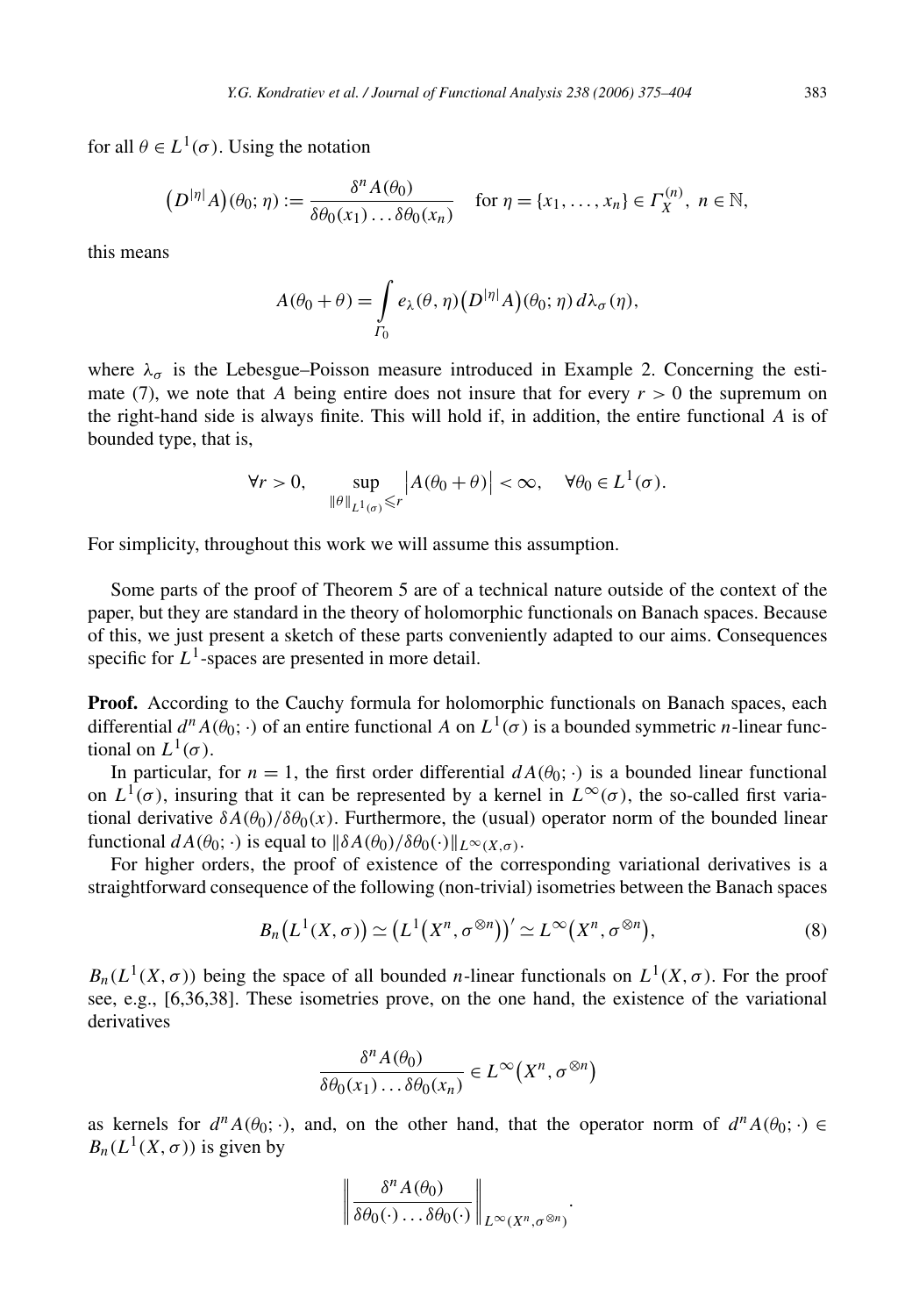for all $\theta \in L^1(\sigma)$. Using the notation

$$\big(D^{|\eta|}A\big)(\theta_0;\eta) := \frac{\delta^n A(\theta_0)}{\delta\theta_0(x_1)\ldots\delta\theta_0(x_n)} \quad \text{for } \eta = \{x_1,\ldots,x_n\} \in \Gamma_X^{(n)},\ n \in \mathbb{N},$$

this means

$$A(\theta_0 + \theta) = \int_{\Gamma_0} e_\lambda(\theta,\eta)\big(D^{|\eta|}A\big)(\theta_0;\eta)\, d\lambda_\sigma(\eta),$$

where $\lambda_\sigma$ is the Lebesgue–Poisson measure introduced in Example 2. Concerning the estimate (7), we note that $A$ being entire does not insure that for every $r > 0$ the supremum on the right-hand side is always finite. This will hold if, in addition, the entire functional $A$ is of bounded type, that is,

$$\forall r > 0, \quad \sup_{\|\theta\|_{L^1(\sigma)} \leqslant r} \big|A(\theta_0 + \theta)\big| < \infty, \quad \forall \theta_0 \in L^1(\sigma).$$

For simplicity, throughout this work we will assume this assumption.

Some parts of the proof of Theorem 5 are of a technical nature outside of the context of the paper, but they are standard in the theory of holomorphic functionals on Banach spaces. Because of this, we just present a sketch of these parts conveniently adapted to our aims. Consequences specific for $L^1$-spaces are presented in more detail.

**Proof.** According to the Cauchy formula for holomorphic functionals on Banach spaces, each differential $d^n A(\theta_0;\cdot)$ of an entire functional $A$ on $L^1(\sigma)$ is a bounded symmetric $n$-linear functional on $L^1(\sigma)$.

In particular, for $n = 1$, the first order differential $dA(\theta_0;\cdot)$ is a bounded linear functional on $L^1(\sigma)$, insuring that it can be represented by a kernel in $L^\infty(\sigma)$, the so-called first variational derivative $\delta A(\theta_0)/\delta\theta_0(x)$. Furthermore, the (usual) operator norm of the bounded linear functional $dA(\theta_0;\cdot)$ is equal to $\|\delta A(\theta_0)/\delta\theta_0(\cdot)\|_{L^\infty(X,\sigma)}$.

For higher orders, the proof of existence of the corresponding variational derivatives is a straightforward consequence of the following (non-trivial) isometries between the Banach spaces

$$B_n\big(L^1(X,\sigma)\big) \simeq \big(L^1\big(X^n,\sigma^{\otimes n}\big)\big)' \simeq L^\infty\big(X^n,\sigma^{\otimes n}\big), \tag{8}$$

$B_n(L^1(X,\sigma))$ being the space of all bounded $n$-linear functionals on $L^1(X,\sigma)$. For the proof see, e.g., [6,36,38]. These isometries prove, on the one hand, the existence of the variational derivatives

$$\frac{\delta^n A(\theta_0)}{\delta\theta_0(x_1)\ldots\delta\theta_0(x_n)} \in L^\infty\big(X^n,\sigma^{\otimes n}\big)$$

as kernels for $d^n A(\theta_0;\cdot)$, and, on the other hand, that the operator norm of $d^n A(\theta_0;\cdot) \in B_n(L^1(X,\sigma))$ is given by

$$\left\| \frac{\delta^n A(\theta_0)}{\delta\theta_0(\cdot)\ldots\delta\theta_0(\cdot)} \right\|_{L^\infty(X^n,\sigma^{\otimes n})}.$$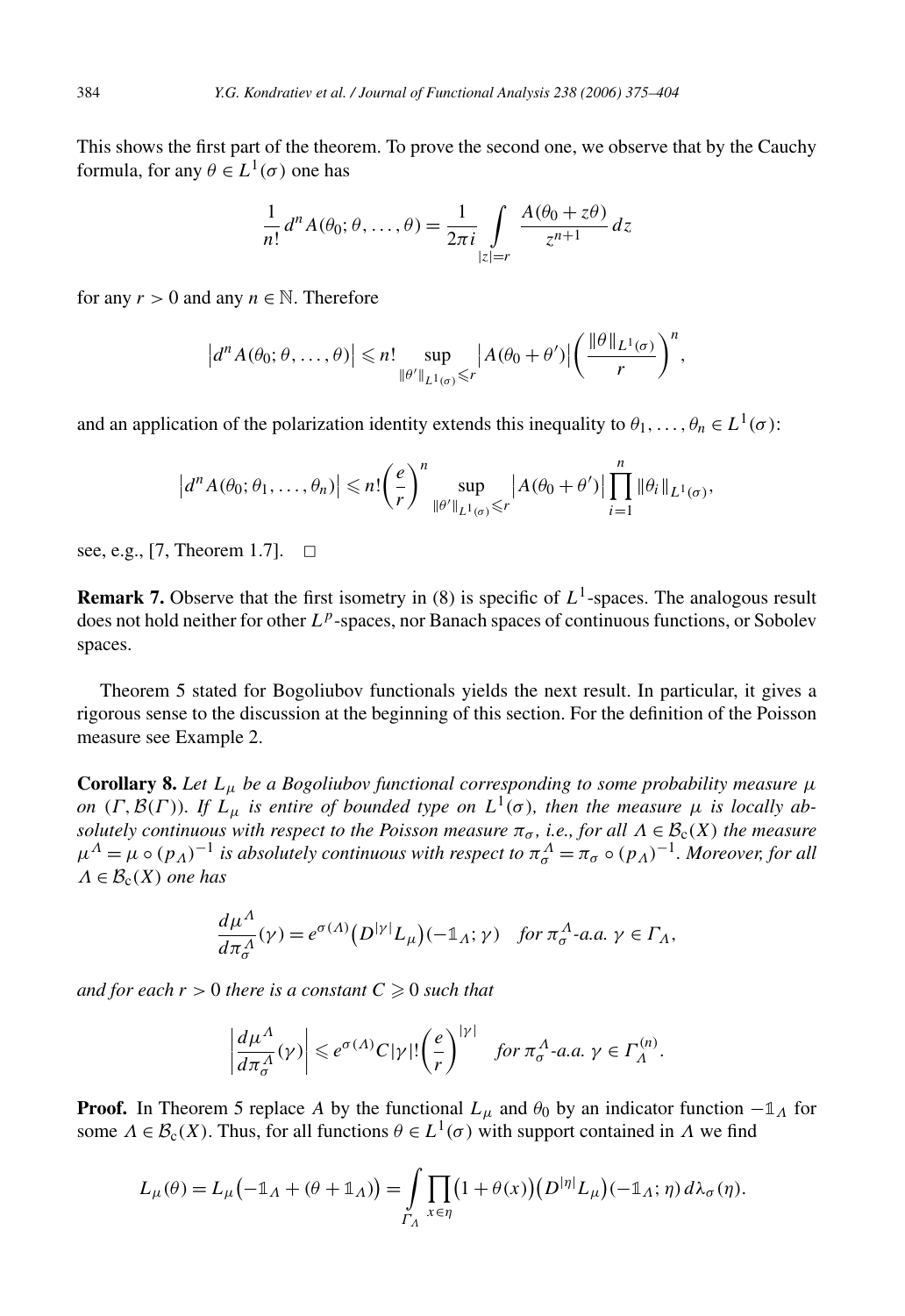This shows the first part of the theorem. To prove the second one, we observe that by the Cauchy formula, for any $\theta \in L^1(\sigma)$ one has

$$\frac{1}{n!} d^n A(\theta_0; \theta, \ldots, \theta) = \frac{1}{2\pi i} \int_{|z|=r} \frac{A(\theta_0 + z\theta)}{z^{n+1}} \, dz$$

for any $r > 0$ and any $n \in \mathbb{N}$. Therefore

$$\left| d^n A(\theta_0; \theta, \ldots, \theta) \right| \leqslant n! \sup_{\|\theta'\|_{L^1(\sigma)} \leqslant r} \left| A(\theta_0 + \theta') \right| \left( \frac{\|\theta\|_{L^1(\sigma)}}{r} \right)^n,$$

and an application of the polarization identity extends this inequality to $\theta_1, \ldots, \theta_n \in L^1(\sigma)$:

$$\left| d^n A(\theta_0; \theta_1, \ldots, \theta_n) \right| \leqslant n! \left( \frac{e}{r} \right)^n \sup_{\|\theta'\|_{L^1(\sigma)} \leqslant r} \left| A(\theta_0 + \theta') \right| \prod_{i=1}^n \|\theta_i\|_{L^1(\sigma)},$$

see, e.g., [7, Theorem 1.7]. $\square$

**Remark 7.** Observe that the first isometry in (8) is specific of $L^1$-spaces. The analogous result does not hold neither for other $L^p$-spaces, nor Banach spaces of continuous functions, or Sobolev spaces.

Theorem 5 stated for Bogoliubov functionals yields the next result. In particular, it gives a rigorous sense to the discussion at the beginning of this section. For the definition of the Poisson measure see Example 2.

**Corollary 8.** *Let $L_\mu$ be a Bogoliubov functional corresponding to some probability measure $\mu$ on $(\Gamma, \mathcal{B}(\Gamma))$. If $L_\mu$ is entire of bounded type on $L^1(\sigma)$, then the measure $\mu$ is locally absolutely continuous with respect to the Poisson measure $\pi_\sigma$, i.e., for all $\Lambda \in \mathcal{B}_c(X)$ the measure $\mu^\Lambda = \mu \circ (p_\Lambda)^{-1}$ is absolutely continuous with respect to $\pi_\sigma^\Lambda = \pi_\sigma \circ (p_\Lambda)^{-1}$. Moreover, for all $\Lambda \in \mathcal{B}_c(X)$ one has*

$$\frac{d\mu^\Lambda}{d\pi_\sigma^\Lambda}(\gamma) = e^{\sigma(\Lambda)} \left( D^{|\gamma|} L_\mu \right)(-\mathbb{1}_\Lambda; \gamma) \quad \text{for } \pi_\sigma^\Lambda\text{-a.a. } \gamma \in \Gamma_\Lambda,$$

*and for each $r > 0$ there is a constant $C \geqslant 0$ such that*

$$\left| \frac{d\mu^\Lambda}{d\pi_\sigma^\Lambda}(\gamma) \right| \leqslant e^{\sigma(\Lambda)} C |\gamma|! \left( \frac{e}{r} \right)^{|\gamma|} \quad \text{for } \pi_\sigma^\Lambda\text{-a.a. } \gamma \in \Gamma_\Lambda^{(n)}.$$

**Proof.** In Theorem 5 replace $A$ by the functional $L_\mu$ and $\theta_0$ by an indicator function $-\mathbb{1}_\Lambda$ for some $\Lambda \in \mathcal{B}_c(X)$. Thus, for all functions $\theta \in L^1(\sigma)$ with support contained in $\Lambda$ we find

$$L_\mu(\theta) = L_\mu\left(-\mathbb{1}_\Lambda + (\theta + \mathbb{1}_\Lambda)\right) = \int_{\Gamma_\Lambda} \prod_{x \in \eta} \left(1 + \theta(x)\right) \left(D^{|\eta|} L_\mu\right)(-\mathbb{1}_\Lambda; \eta) \, d\lambda_\sigma(\eta).$$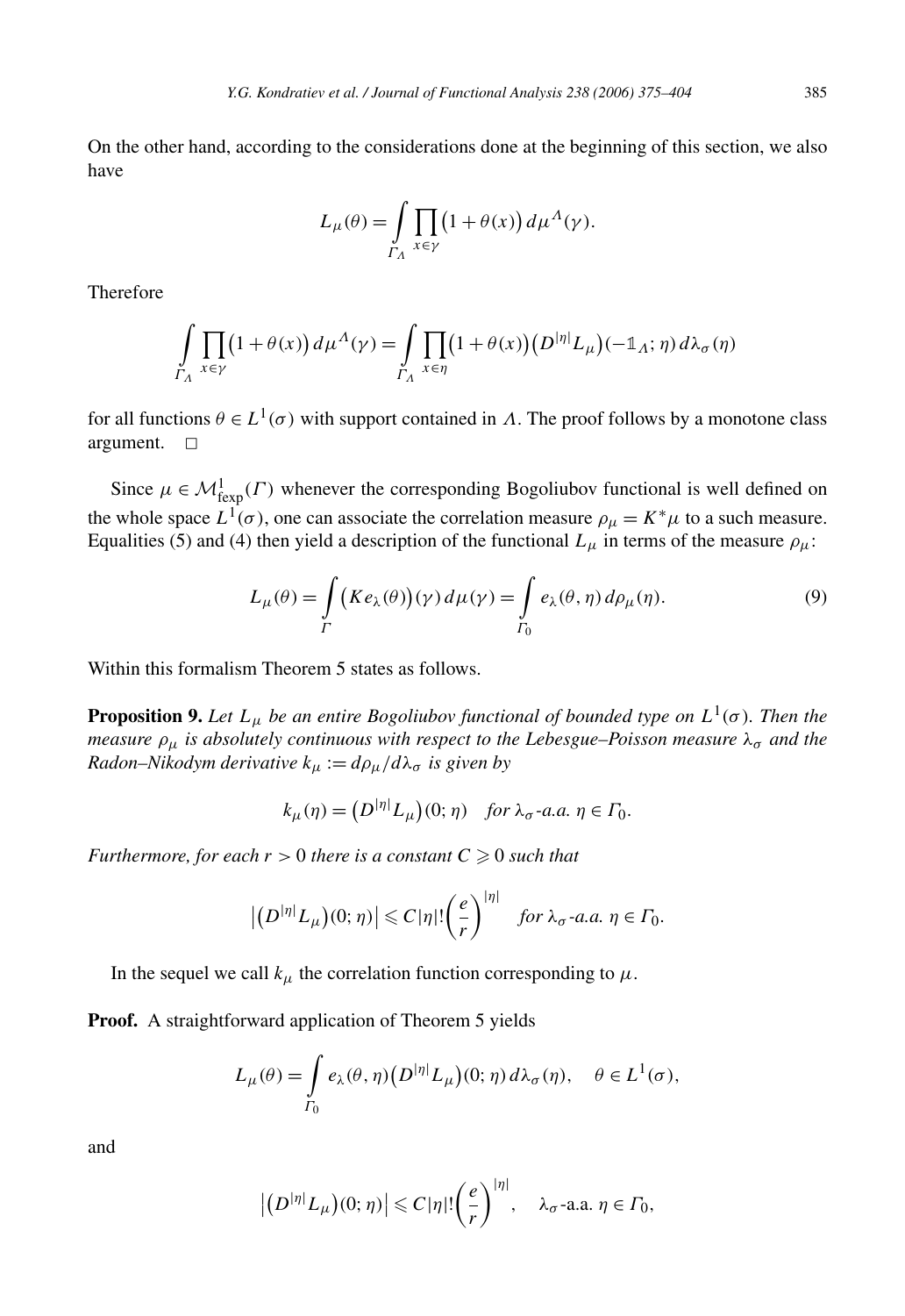On the other hand, according to the considerations done at the beginning of this section, we also have

$$L_\mu(\theta) = \int_{\Gamma_\Lambda} \prod_{x\in\gamma} \big(1+\theta(x)\big)\, d\mu^\Lambda(\gamma).$$

Therefore

$$\int_{\Gamma_\Lambda} \prod_{x\in\gamma} \big(1+\theta(x)\big)\, d\mu^\Lambda(\gamma) = \int_{\Gamma_\Lambda} \prod_{x\in\eta} \big(1+\theta(x)\big)\big(D^{|\eta|}L_\mu\big)(-\mathbb{1}_\Lambda;\eta)\, d\lambda_\sigma(\eta)$$

for all functions $\theta \in L^1(\sigma)$ with support contained in $\Lambda$. The proof follows by a monotone class argument. $\square$

Since $\mu \in \mathcal{M}^1_{\mathrm{fexp}}(\Gamma)$ whenever the corresponding Bogoliubov functional is well defined on the whole space $L^1(\sigma)$, one can associate the correlation measure $\rho_\mu = K^*\mu$ to a such measure. Equalities (5) and (4) then yield a description of the functional $L_\mu$ in terms of the measure $\rho_\mu$:

$$L_\mu(\theta) = \int_\Gamma \big(Ke_\lambda(\theta)\big)(\gamma)\, d\mu(\gamma) = \int_{\Gamma_0} e_\lambda(\theta,\eta)\, d\rho_\mu(\eta). \tag{9}$$

Within this formalism Theorem 5 states as follows.

**Proposition 9.** *Let $L_\mu$ be an entire Bogoliubov functional of bounded type on $L^1(\sigma)$. Then the measure $\rho_\mu$ is absolutely continuous with respect to the Lebesgue–Poisson measure $\lambda_\sigma$ and the Radon–Nikodym derivative $k_\mu := d\rho_\mu/d\lambda_\sigma$ is given by*

$$k_\mu(\eta) = \big(D^{|\eta|}L_\mu\big)(0;\eta) \quad \textit{for } \lambda_\sigma\textit{-a.a. } \eta \in \Gamma_0.$$

*Furthermore, for each $r > 0$ there is a constant $C \geqslant 0$ such that*

$$\big|\big(D^{|\eta|}L_\mu\big)(0;\eta)\big| \leqslant C|\eta|!\left(\frac{e}{r}\right)^{|\eta|} \quad \textit{for } \lambda_\sigma\textit{-a.a. } \eta \in \Gamma_0.$$

In the sequel we call $k_\mu$ the correlation function corresponding to $\mu$.

**Proof.** A straightforward application of Theorem 5 yields

$$L_\mu(\theta) = \int_{\Gamma_0} e_\lambda(\theta,\eta)\big(D^{|\eta|}L_\mu\big)(0;\eta)\, d\lambda_\sigma(\eta), \quad \theta \in L^1(\sigma),$$

and

$$\big|\big(D^{|\eta|}L_\mu\big)(0;\eta)\big| \leqslant C|\eta|!\left(\frac{e}{r}\right)^{|\eta|}, \quad \lambda_\sigma\text{-a.a. } \eta \in \Gamma_0,$$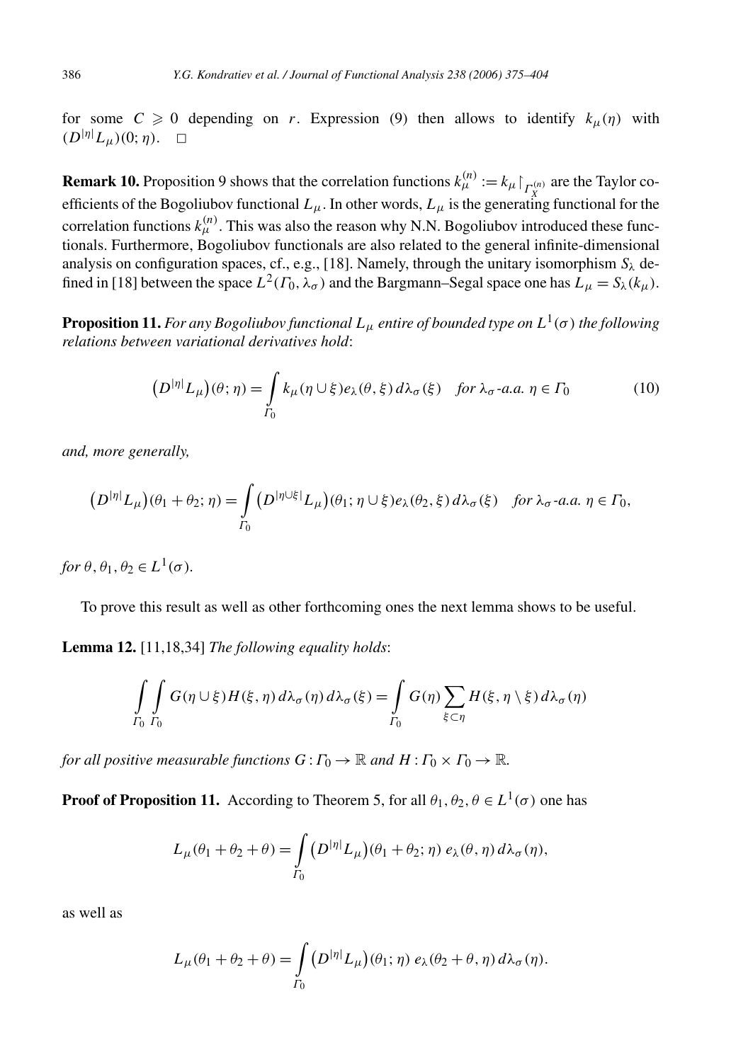for some $C \geqslant 0$ depending on $r$. Expression (9) then allows to identify $k_\mu(\eta)$ with $(D^{|\eta|}L_\mu)(0;\eta)$. $\square$

**Remark 10.** Proposition 9 shows that the correlation functions $k_\mu^{(n)} := k_\mu \restriction_{\Gamma_X^{(n)}}$ are the Taylor coefficients of the Bogoliubov functional $L_\mu$. In other words, $L_\mu$ is the generating functional for the correlation functions $k_\mu^{(n)}$. This was also the reason why N.N. Bogoliubov introduced these functionals. Furthermore, Bogoliubov functionals are also related to the general infinite-dimensional analysis on configuration spaces, cf., e.g., [18]. Namely, through the unitary isomorphism $S_\lambda$ defined in [18] between the space $L^2(\Gamma_0, \lambda_\sigma)$ and the Bargmann–Segal space one has $L_\mu = S_\lambda(k_\mu)$.

**Proposition 11.** *For any Bogoliubov functional $L_\mu$ entire of bounded type on $L^1(\sigma)$ the following relations between variational derivatives hold*:

$$\big(D^{|\eta|}L_\mu\big)(\theta;\eta) = \int_{\Gamma_0} k_\mu(\eta\cup\xi)e_\lambda(\theta,\xi)\,d\lambda_\sigma(\xi) \quad \textit{for } \lambda_\sigma\textit{-a.a. } \eta\in\Gamma_0 \tag{10}$$

*and, more generally,*

$$\big(D^{|\eta|}L_\mu\big)(\theta_1+\theta_2;\eta) = \int_{\Gamma_0} \big(D^{|\eta\cup\xi|}L_\mu\big)(\theta_1;\eta\cup\xi)e_\lambda(\theta_2,\xi)\,d\lambda_\sigma(\xi) \quad \textit{for } \lambda_\sigma\textit{-a.a. } \eta\in\Gamma_0,$$

*for $\theta,\theta_1,\theta_2\in L^1(\sigma)$.*

To prove this result as well as other forthcoming ones the next lemma shows to be useful.

**Lemma 12.** [11,18,34] *The following equality holds*:

$$\int_{\Gamma_0}\int_{\Gamma_0} G(\eta\cup\xi)H(\xi,\eta)\,d\lambda_\sigma(\eta)\,d\lambda_\sigma(\xi) = \int_{\Gamma_0} G(\eta)\sum_{\xi\subset\eta} H(\xi,\eta\setminus\xi)\,d\lambda_\sigma(\eta)$$

*for all positive measurable functions $G:\Gamma_0\to\mathbb{R}$ and $H:\Gamma_0\times\Gamma_0\to\mathbb{R}$.*

**Proof of Proposition 11.** According to Theorem 5, for all $\theta_1,\theta_2,\theta\in L^1(\sigma)$ one has

$$L_\mu(\theta_1+\theta_2+\theta) = \int_{\Gamma_0} \big(D^{|\eta|}L_\mu\big)(\theta_1+\theta_2;\eta)\,e_\lambda(\theta,\eta)\,d\lambda_\sigma(\eta),$$

as well as

$$L_\mu(\theta_1+\theta_2+\theta) = \int_{\Gamma_0} \big(D^{|\eta|}L_\mu\big)(\theta_1;\eta)\,e_\lambda(\theta_2+\theta,\eta)\,d\lambda_\sigma(\eta).$$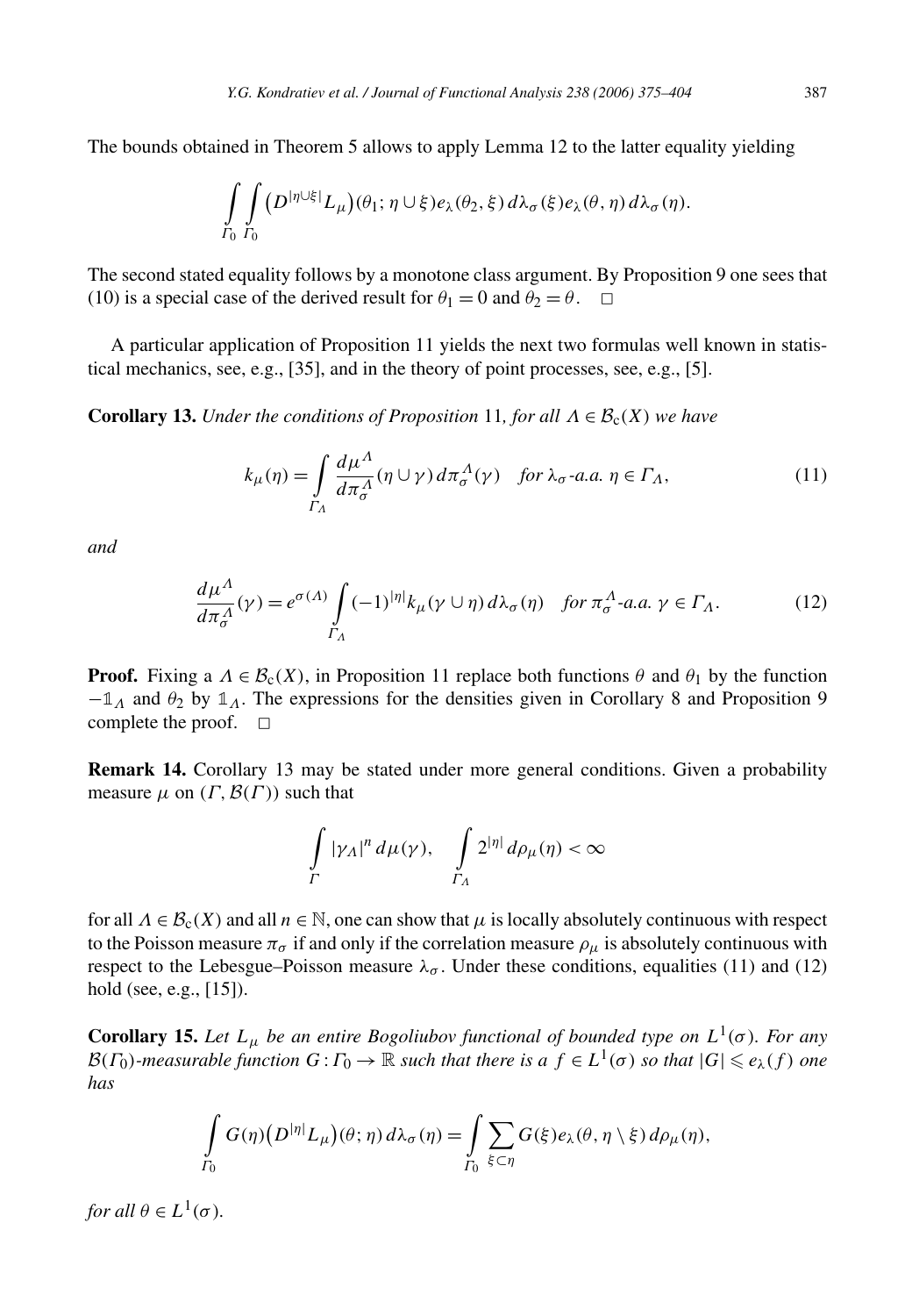The bounds obtained in Theorem 5 allows to apply Lemma 12 to the latter equality yielding

$$\int_{\Gamma_0}\int_{\Gamma_0} \left(D^{|\eta\cup\xi|}L_\mu\right)(\theta_1;\eta\cup\xi)e_\lambda(\theta_2,\xi)\,d\lambda_\sigma(\xi)e_\lambda(\theta,\eta)\,d\lambda_\sigma(\eta).$$

The second stated equality follows by a monotone class argument. By Proposition 9 one sees that (10) is a special case of the derived result for $\theta_1 = 0$ and $\theta_2 = \theta$. $\square$

A particular application of Proposition 11 yields the next two formulas well known in statistical mechanics, see, e.g., [35], and in the theory of point processes, see, e.g., [5].

**Corollary 13.** *Under the conditions of Proposition* 11*, for all $\Lambda \in \mathcal{B}_c(X)$ we have*

$$k_\mu(\eta) = \int_{\Gamma_\Lambda} \frac{d\mu^\Lambda}{d\pi_\sigma^\Lambda}(\eta\cup\gamma)\,d\pi_\sigma^\Lambda(\gamma) \quad \textit{for } \lambda_\sigma\textit{-a.a. } \eta \in \Gamma_\Lambda, \tag{11}$$

*and*

$$\frac{d\mu^\Lambda}{d\pi_\sigma^\Lambda}(\gamma) = e^{\sigma(\Lambda)} \int_{\Gamma_\Lambda} (-1)^{|\eta|} k_\mu(\gamma\cup\eta)\,d\lambda_\sigma(\eta) \quad \textit{for } \pi_\sigma^\Lambda\textit{-a.a. } \gamma \in \Gamma_\Lambda. \tag{12}$$

**Proof.** Fixing a $\Lambda \in \mathcal{B}_c(X)$, in Proposition 11 replace both functions $\theta$ and $\theta_1$ by the function $-\mathbb{1}_\Lambda$ and $\theta_2$ by $\mathbb{1}_\Lambda$. The expressions for the densities given in Corollary 8 and Proposition 9 complete the proof. $\square$

**Remark 14.** Corollary 13 may be stated under more general conditions. Given a probability measure $\mu$ on $(\Gamma, \mathcal{B}(\Gamma))$ such that

$$\int_\Gamma |\gamma_\Lambda|^n\,d\mu(\gamma), \qquad \int_{\Gamma_\Lambda} 2^{|\eta|}\,d\rho_\mu(\eta) < \infty$$

for all $\Lambda \in \mathcal{B}_c(X)$ and all $n \in \mathbb{N}$, one can show that $\mu$ is locally absolutely continuous with respect to the Poisson measure $\pi_\sigma$ if and only if the correlation measure $\rho_\mu$ is absolutely continuous with respect to the Lebesgue–Poisson measure $\lambda_\sigma$. Under these conditions, equalities (11) and (12) hold (see, e.g., [15]).

**Corollary 15.** *Let $L_\mu$ be an entire Bogoliubov functional of bounded type on $L^1(\sigma)$. For any $\mathcal{B}(\Gamma_0)$-measurable function $G : \Gamma_0 \to \mathbb{R}$ such that there is a $f \in L^1(\sigma)$ so that $|G| \leqslant e_\lambda(f)$ one has*

$$\int_{\Gamma_0} G(\eta)\left(D^{|\eta|}L_\mu\right)(\theta;\eta)\,d\lambda_\sigma(\eta) = \int_{\Gamma_0} \sum_{\xi\subset\eta} G(\xi)e_\lambda(\theta,\eta\setminus\xi)\,d\rho_\mu(\eta),$$

*for all $\theta \in L^1(\sigma)$.*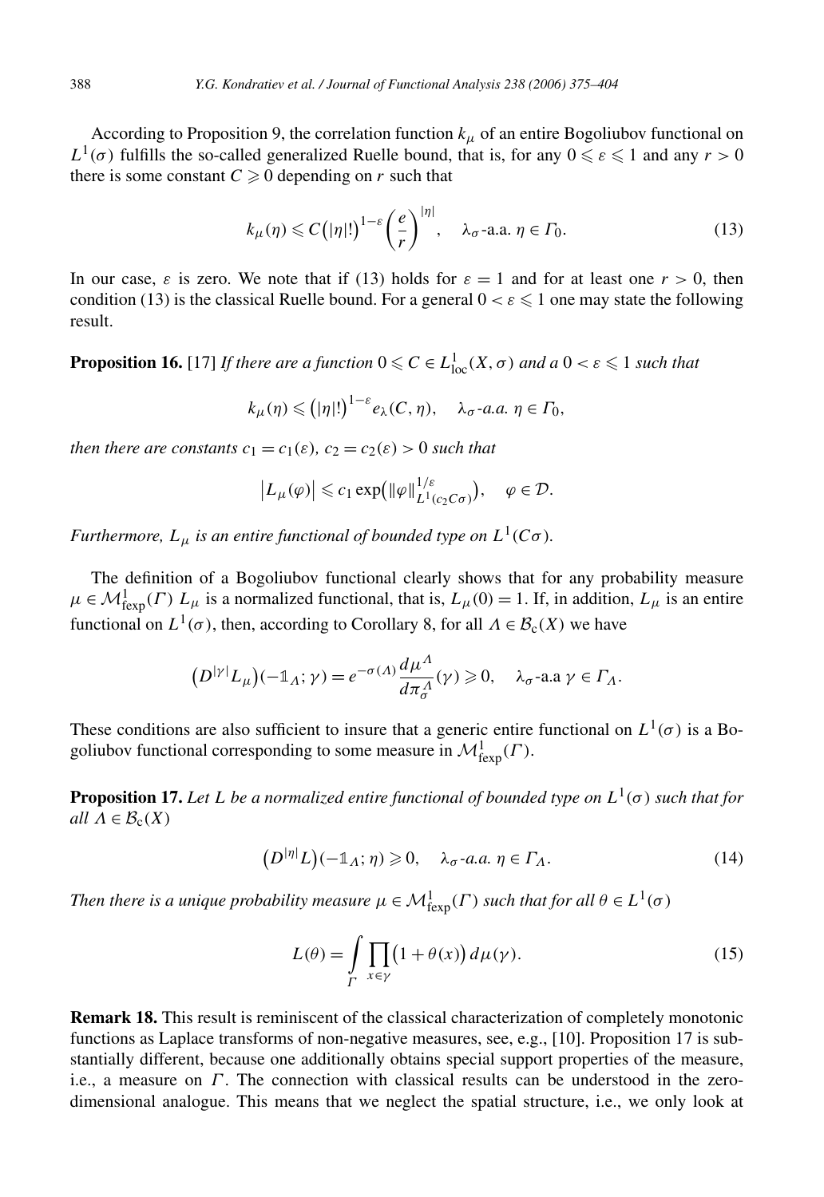According to Proposition 9, the correlation function $k_\mu$ of an entire Bogoliubov functional on $L^1(\sigma)$ fulfills the so-called generalized Ruelle bound, that is, for any $0 \leqslant \varepsilon \leqslant 1$ and any $r > 0$ there is some constant $C \geqslant 0$ depending on $r$ such that

$$k_\mu(\eta) \leqslant C\big(|\eta|!\big)^{1-\varepsilon}\left(\frac{e}{r}\right)^{|\eta|}, \quad \lambda_\sigma\text{-a.a. } \eta \in \Gamma_0. \tag{13}$$

In our case, $\varepsilon$ is zero. We note that if (13) holds for $\varepsilon = 1$ and for at least one $r > 0$, then condition (13) is the classical Ruelle bound. For a general $0 < \varepsilon \leqslant 1$ one may state the following result.

**Proposition 16.** [17] *If there are a function $0 \leqslant C \in L^1_{\mathrm{loc}}(X, \sigma)$ and a $0 < \varepsilon \leqslant 1$ such that*

$$k_\mu(\eta) \leqslant \big(|\eta|!\big)^{1-\varepsilon} e_\lambda(C, \eta), \quad \lambda_\sigma\text{-a.a. } \eta \in \Gamma_0,$$

*then there are constants $c_1 = c_1(\varepsilon)$, $c_2 = c_2(\varepsilon) > 0$ such that*

$$\big|L_\mu(\varphi)\big| \leqslant c_1 \exp\big(\|\varphi\|^{1/\varepsilon}_{L^1(c_2 C\sigma)}\big), \quad \varphi \in \mathcal{D}.$$

*Furthermore, $L_\mu$ is an entire functional of bounded type on $L^1(C\sigma)$.*

The definition of a Bogoliubov functional clearly shows that for any probability measure $\mu \in \mathcal{M}^1_{\mathrm{fexp}}(\Gamma)$ $L_\mu$ is a normalized functional, that is, $L_\mu(0) = 1$. If, in addition, $L_\mu$ is an entire functional on $L^1(\sigma)$, then, according to Corollary 8, for all $\Lambda \in \mathcal{B}_{\mathrm{c}}(X)$ we have

$$\big(D^{|\gamma|}L_\mu\big)(-\mathbb{1}_\Lambda; \gamma) = e^{-\sigma(\Lambda)} \frac{d\mu^\Lambda}{d\pi^\Lambda_\sigma}(\gamma) \geqslant 0, \quad \lambda_\sigma\text{-a.a } \gamma \in \Gamma_\Lambda.$$

These conditions are also sufficient to insure that a generic entire functional on $L^1(\sigma)$ is a Bogoliubov functional corresponding to some measure in $\mathcal{M}^1_{\mathrm{fexp}}(\Gamma)$.

**Proposition 17.** *Let $L$ be a normalized entire functional of bounded type on $L^1(\sigma)$ such that for all $\Lambda \in \mathcal{B}_{\mathrm{c}}(X)$*

$$\big(D^{|\eta|}L\big)(-\mathbb{1}_\Lambda; \eta) \geqslant 0, \quad \lambda_\sigma\text{-a.a. } \eta \in \Gamma_\Lambda. \tag{14}$$

*Then there is a unique probability measure $\mu \in \mathcal{M}^1_{\mathrm{fexp}}(\Gamma)$ such that for all $\theta \in L^1(\sigma)$*

$$L(\theta) = \int_\Gamma \prod_{x \in \gamma}\big(1 + \theta(x)\big)\, d\mu(\gamma). \tag{15}$$

**Remark 18.** This result is reminiscent of the classical characterization of completely monotonic functions as Laplace transforms of non-negative measures, see, e.g., [10]. Proposition 17 is substantially different, because one additionally obtains special support properties of the measure, i.e., a measure on $\Gamma$. The connection with classical results can be understood in the zero-dimensional analogue. This means that we neglect the spatial structure, i.e., we only look at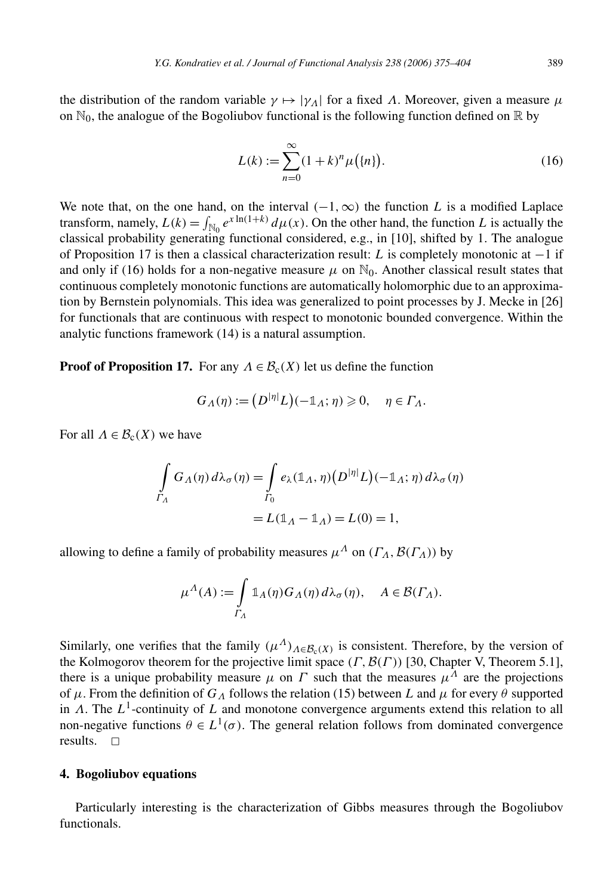the distribution of the random variable $\gamma \mapsto |\gamma_\Lambda|$ for a fixed $\Lambda$. Moreover, given a measure $\mu$ on $\mathbb{N}_0$, the analogue of the Bogoliubov functional is the following function defined on $\mathbb{R}$ by

$$L(k) := \sum_{n=0}^{\infty} (1+k)^n \mu(\{n\}). \tag{16}$$

We note that, on the one hand, on the interval $(-1, \infty)$ the function $L$ is a modified Laplace transform, namely, $L(k) = \int_{\mathbb{N}_0} e^{x \ln(1+k)}\, d\mu(x)$. On the other hand, the function $L$ is actually the classical probability generating functional considered, e.g., in [10], shifted by 1. The analogue of Proposition 17 is then a classical characterization result: $L$ is completely monotonic at $-1$ if and only if (16) holds for a non-negative measure $\mu$ on $\mathbb{N}_0$. Another classical result states that continuous completely monotonic functions are automatically holomorphic due to an approximation by Bernstein polynomials. This idea was generalized to point processes by J. Mecke in [26] for functionals that are continuous with respect to monotonic bounded convergence. Within the analytic functions framework (14) is a natural assumption.

**Proof of Proposition 17.** For any $\Lambda \in \mathcal{B}_c(X)$ let us define the function

$$G_\Lambda(\eta) := \big(D^{|\eta|}L\big)(-\mathbb{1}_\Lambda; \eta) \geqslant 0, \quad \eta \in \Gamma_\Lambda.$$

For all $\Lambda \in \mathcal{B}_c(X)$ we have

$$\begin{aligned}
\int_{\Gamma_\Lambda} G_\Lambda(\eta)\, d\lambda_\sigma(\eta) &= \int_{\Gamma_0} e_\lambda(\mathbb{1}_\Lambda, \eta)\big(D^{|\eta|}L\big)(-\mathbb{1}_\Lambda; \eta)\, d\lambda_\sigma(\eta) \\
&= L(\mathbb{1}_\Lambda - \mathbb{1}_\Lambda) = L(0) = 1,
\end{aligned}$$

allowing to define a family of probability measures $\mu^\Lambda$ on $(\Gamma_\Lambda, \mathcal{B}(\Gamma_\Lambda))$ by

$$\mu^\Lambda(A) := \int_{\Gamma_\Lambda} \mathbb{1}_A(\eta) G_\Lambda(\eta)\, d\lambda_\sigma(\eta), \quad A \in \mathcal{B}(\Gamma_\Lambda).$$

Similarly, one verifies that the family $(\mu^\Lambda)_{\Lambda \in \mathcal{B}_c(X)}$ is consistent. Therefore, by the version of the Kolmogorov theorem for the projective limit space $(\Gamma, \mathcal{B}(\Gamma))$ [30, Chapter V, Theorem 5.1], there is a unique probability measure $\mu$ on $\Gamma$ such that the measures $\mu^\Lambda$ are the projections of $\mu$. From the definition of $G_\Lambda$ follows the relation (15) between $L$ and $\mu$ for every $\theta$ supported in $\Lambda$. The $L^1$-continuity of $L$ and monotone convergence arguments extend this relation to all non-negative functions $\theta \in L^1(\sigma)$. The general relation follows from dominated convergence results. $\square$

## 4. Bogoliubov equations

Particularly interesting is the characterization of Gibbs measures through the Bogoliubov functionals.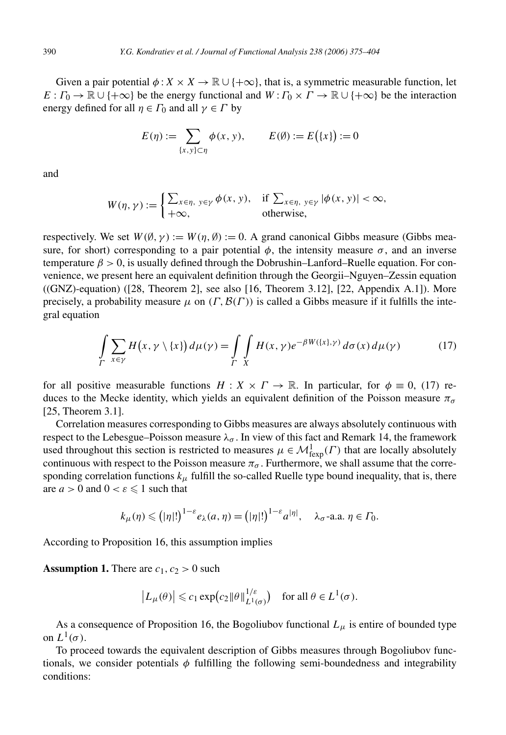Given a pair potential $\phi : X \times X \to \mathbb{R} \cup \{+\infty\}$, that is, a symmetric measurable function, let $E : \Gamma_0 \to \mathbb{R} \cup \{+\infty\}$ be the energy functional and $W : \Gamma_0 \times \Gamma \to \mathbb{R} \cup \{+\infty\}$ be the interaction energy defined for all $\eta \in \Gamma_0$ and all $\gamma \in \Gamma$ by

$$E(\eta) := \sum_{\{x,y\} \subset \eta} \phi(x, y), \qquad E(\emptyset) := E(\{x\}) := 0$$

and

$$W(\eta, \gamma) := \begin{cases} \sum_{x \in \eta,\, y \in \gamma} \phi(x, y), & \text{if } \sum_{x \in \eta,\, y \in \gamma} |\phi(x, y)| < \infty, \\ +\infty, & \text{otherwise,} \end{cases}$$

respectively. We set $W(\emptyset, \gamma) := W(\eta, \emptyset) := 0$. A grand canonical Gibbs measure (Gibbs measure, for short) corresponding to a pair potential $\phi$, the intensity measure $\sigma$, and an inverse temperature $\beta > 0$, is usually defined through the Dobrushin–Lanford–Ruelle equation. For convenience, we present here an equivalent definition through the Georgii–Nguyen–Zessin equation ((GNZ)-equation) ([28, Theorem 2], see also [16, Theorem 3.12], [22, Appendix A.1]). More precisely, a probability measure $\mu$ on $(\Gamma, \mathcal{B}(\Gamma))$ is called a Gibbs measure if it fulfills the integral equation

$$\int_\Gamma \sum_{x \in \gamma} H\big(x, \gamma \setminus \{x\}\big)\, d\mu(\gamma) = \int_\Gamma \int_X H(x, \gamma) e^{-\beta W(\{x\}, \gamma)}\, d\sigma(x)\, d\mu(\gamma) \tag{17}$$

for all positive measurable functions $H : X \times \Gamma \to \mathbb{R}$. In particular, for $\phi \equiv 0$, (17) reduces to the Mecke identity, which yields an equivalent definition of the Poisson measure $\pi_\sigma$ [25, Theorem 3.1].

Correlation measures corresponding to Gibbs measures are always absolutely continuous with respect to the Lebesgue–Poisson measure $\lambda_\sigma$. In view of this fact and Remark 14, the framework used throughout this section is restricted to measures $\mu \in \mathcal{M}^1_{\mathrm{fexp}}(\Gamma)$ that are locally absolutely continuous with respect to the Poisson measure $\pi_\sigma$. Furthermore, we shall assume that the corresponding correlation functions $k_\mu$ fulfill the so-called Ruelle type bound inequality, that is, there are $a > 0$ and $0 < \varepsilon \leqslant 1$ such that

$$k_\mu(\eta) \leqslant \big(|\eta|!\big)^{1-\varepsilon} e_\lambda(a, \eta) = \big(|\eta|!\big)^{1-\varepsilon} a^{|\eta|}, \quad \lambda_\sigma\text{-a.a. } \eta \in \Gamma_0.$$

According to Proposition 16, this assumption implies

**Assumption 1.** There are $c_1, c_2 > 0$ such

$$\big|L_\mu(\theta)\big| \leqslant c_1 \exp\big(c_2 \|\theta\|^{1/\varepsilon}_{L^1(\sigma)}\big) \quad \text{for all } \theta \in L^1(\sigma).$$

As a consequence of Proposition 16, the Bogoliubov functional $L_\mu$ is entire of bounded type on $L^1(\sigma)$.

To proceed towards the equivalent description of Gibbs measures through Bogoliubov functionals, we consider potentials $\phi$ fulfilling the following semi-boundedness and integrability conditions: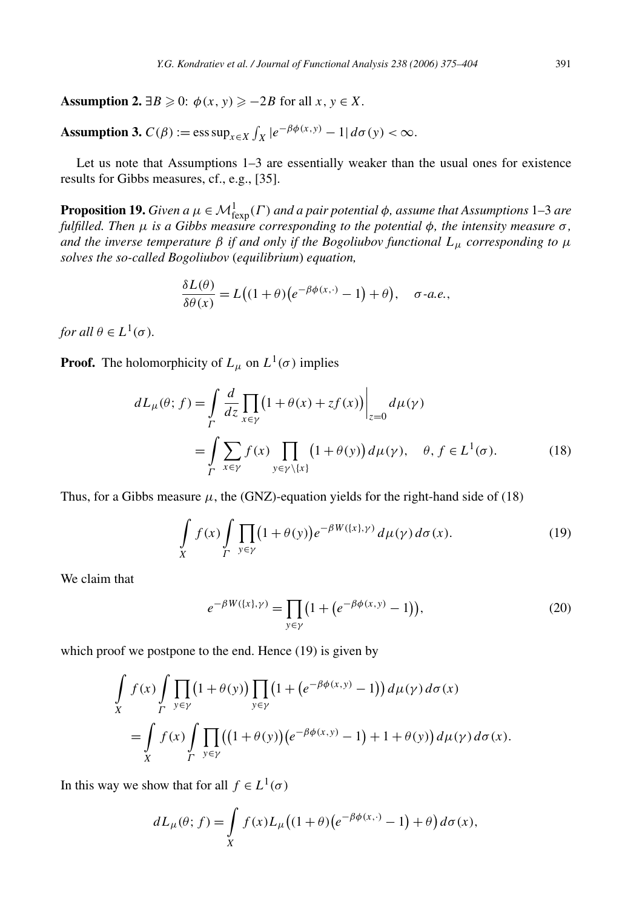**Assumption 2.** $\exists B \geqslant 0$: $\phi(x, y) \geqslant -2B$ for all $x, y \in X$.

**Assumption 3.** $C(\beta) := \operatorname{ess\,sup}_{x\in X} \int_X |e^{-\beta\phi(x,y)} - 1|\, d\sigma(y) < \infty$.

Let us note that Assumptions 1–3 are essentially weaker than the usual ones for existence results for Gibbs measures, cf., e.g., [35].

**Proposition 19.** *Given a $\mu \in \mathcal{M}^1_{\mathrm{fexp}}(\Gamma)$ and a pair potential $\phi$, assume that Assumptions 1–3 are fulfilled. Then $\mu$ is a Gibbs measure corresponding to the potential $\phi$, the intensity measure $\sigma$, and the inverse temperature $\beta$ if and only if the Bogoliubov functional $L_\mu$ corresponding to $\mu$ solves the so-called Bogoliubov (equilibrium) equation,*

$$\frac{\delta L(\theta)}{\delta\theta(x)} = L\big((1+\theta)\big(e^{-\beta\phi(x,\cdot)} - 1\big) + \theta\big), \quad \sigma\text{-a.e.},$$

*for all $\theta \in L^1(\sigma)$.*

**Proof.** The holomorphicity of $L_\mu$ on $L^1(\sigma)$ implies

$$\begin{aligned} dL_\mu(\theta; f) &= \int_\Gamma \frac{d}{dz} \prod_{x\in\gamma} \big(1 + \theta(x) + zf(x)\big)\bigg|_{z=0} d\mu(\gamma) \\ &= \int_\Gamma \sum_{x\in\gamma} f(x) \prod_{y\in\gamma\setminus\{x\}} \big(1+\theta(y)\big)\, d\mu(\gamma), \quad \theta, f \in L^1(\sigma). \end{aligned} \tag{18}$$

Thus, for a Gibbs measure $\mu$, the (GNZ)-equation yields for the right-hand side of (18)

$$\int_X f(x) \int_\Gamma \prod_{y\in\gamma} \big(1+\theta(y)\big) e^{-\beta W(\{x\},\gamma)}\, d\mu(\gamma)\, d\sigma(x). \tag{19}$$

We claim that

$$e^{-\beta W(\{x\},\gamma)} = \prod_{y\in\gamma} \big(1 + \big(e^{-\beta\phi(x,y)} - 1\big)\big), \tag{20}$$

which proof we postpone to the end. Hence (19) is given by

$$\begin{aligned} &\int_X f(x) \int_\Gamma \prod_{y\in\gamma} \big(1+\theta(y)\big) \prod_{y\in\gamma} \big(1 + \big(e^{-\beta\phi(x,y)} - 1\big)\big)\, d\mu(\gamma)\, d\sigma(x) \\ &\quad = \int_X f(x) \int_\Gamma \prod_{y\in\gamma} \big(\big(1+\theta(y)\big)\big(e^{-\beta\phi(x,y)} - 1\big) + 1 + \theta(y)\big)\, d\mu(\gamma)\, d\sigma(x). \end{aligned}$$

In this way we show that for all $f \in L^1(\sigma)$

$$dL_\mu(\theta; f) = \int_X f(x) L_\mu\big((1+\theta)\big(e^{-\beta\phi(x,\cdot)} - 1\big) + \theta\big)\, d\sigma(x),$$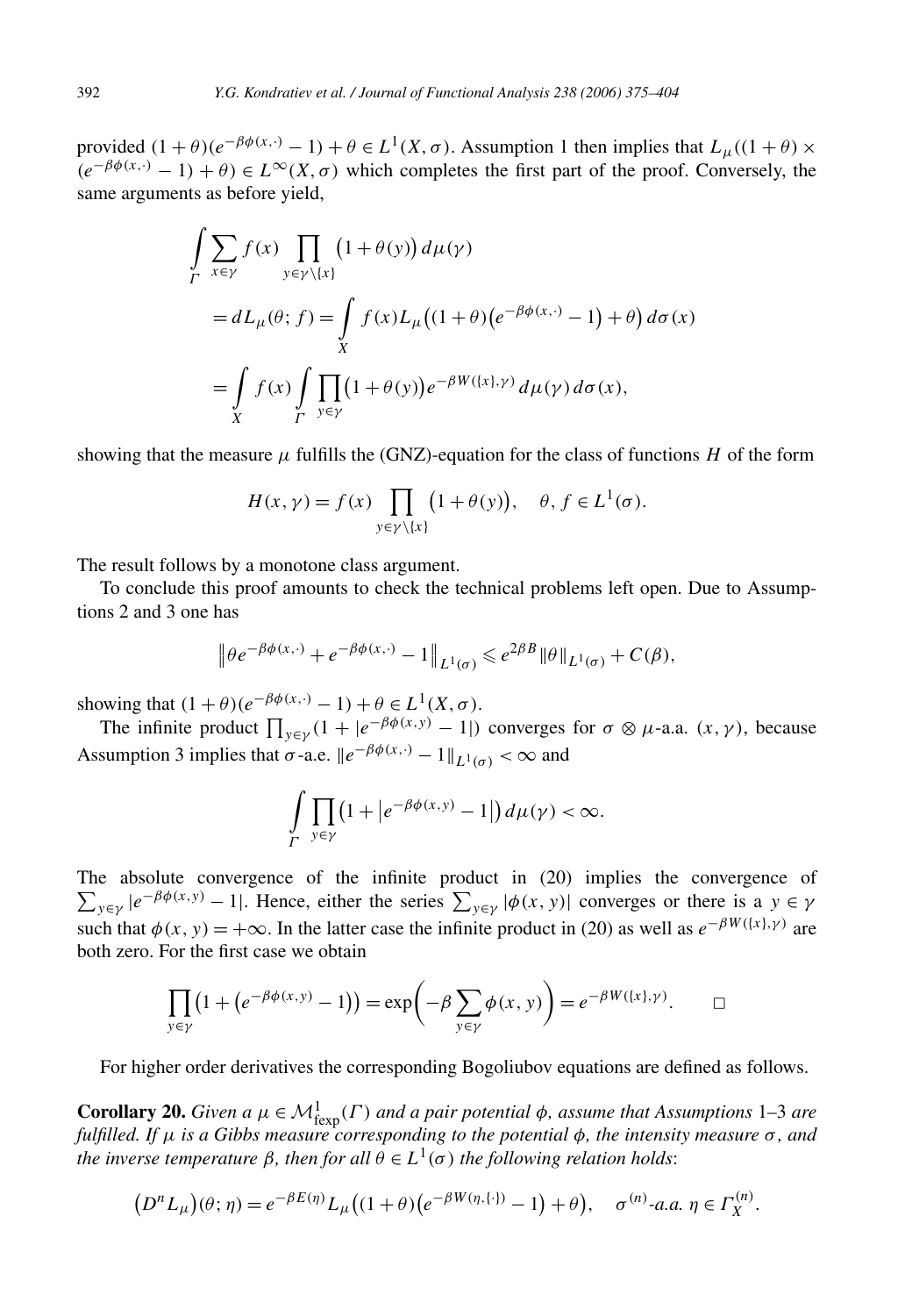provided $(1+\theta)(e^{-\beta\phi(x,\cdot)}-1)+\theta \in L^1(X,\sigma)$. Assumption 1 then implies that $L_\mu((1+\theta)\times(e^{-\beta\phi(x,\cdot)}-1)+\theta) \in L^\infty(X,\sigma)$ which completes the first part of the proof. Conversely, the same arguments as before yield,

$$\begin{aligned}
&\int_\Gamma \sum_{x\in\gamma} f(x) \prod_{y\in\gamma\setminus\{x\}} \big(1+\theta(y)\big)\, d\mu(\gamma) \\
&= dL_\mu(\theta; f) = \int_X f(x) L_\mu\big((1+\theta)\big(e^{-\beta\phi(x,\cdot)}-1\big)+\theta\big)\, d\sigma(x) \\
&= \int_X f(x) \int_\Gamma \prod_{y\in\gamma} \big(1+\theta(y)\big) e^{-\beta W(\{x\},\gamma)}\, d\mu(\gamma)\, d\sigma(x),
\end{aligned}$$

showing that the measure $\mu$ fulfills the (GNZ)-equation for the class of functions $H$ of the form

$$H(x,\gamma) = f(x) \prod_{y\in\gamma\setminus\{x\}} \big(1+\theta(y)\big), \quad \theta, f \in L^1(\sigma).$$

The result follows by a monotone class argument.

To conclude this proof amounts to check the technical problems left open. Due to Assumptions 2 and 3 one has

$$\big\|\theta e^{-\beta\phi(x,\cdot)} + e^{-\beta\phi(x,\cdot)} - 1\big\|_{L^1(\sigma)} \leqslant e^{2\beta B}\|\theta\|_{L^1(\sigma)} + C(\beta),$$

showing that $(1+\theta)(e^{-\beta\phi(x,\cdot)}-1)+\theta \in L^1(X,\sigma)$.

The infinite product $\prod_{y\in\gamma}(1+|e^{-\beta\phi(x,y)}-1|)$ converges for $\sigma\otimes\mu$-a.a. $(x,\gamma)$, because Assumption 3 implies that $\sigma$-a.e. $\|e^{-\beta\phi(x,\cdot)}-1\|_{L^1(\sigma)} < \infty$ and

$$\int_\Gamma \prod_{y\in\gamma} \big(1+\big|e^{-\beta\phi(x,y)}-1\big|\big)\, d\mu(\gamma) < \infty.$$

The absolute convergence of the infinite product in (20) implies the convergence of $\sum_{y\in\gamma}|e^{-\beta\phi(x,y)}-1|$. Hence, either the series $\sum_{y\in\gamma}|\phi(x,y)|$ converges or there is a $y\in\gamma$ such that $\phi(x,y)=+\infty$. In the latter case the infinite product in (20) as well as $e^{-\beta W(\{x\},\gamma)}$ are both zero. For the first case we obtain

$$\prod_{y\in\gamma}\big(1+\big(e^{-\beta\phi(x,y)}-1\big)\big) = \exp\bigg(-\beta\sum_{y\in\gamma}\phi(x,y)\bigg) = e^{-\beta W(\{x\},\gamma)}. \qquad \square$$

For higher order derivatives the corresponding Bogoliubov equations are defined as follows.

**Corollary 20.** *Given a $\mu \in \mathcal{M}^1_{\mathrm{fexp}}(\Gamma)$ and a pair potential $\phi$, assume that Assumptions 1–3 are fulfilled. If $\mu$ is a Gibbs measure corresponding to the potential $\phi$, the intensity measure $\sigma$, and the inverse temperature $\beta$, then for all $\theta \in L^1(\sigma)$ the following relation holds*:

$$\big(D^n L_\mu\big)(\theta;\eta) = e^{-\beta E(\eta)} L_\mu\big((1+\theta)\big(e^{-\beta W(\eta,\{\cdot\})}-1\big)+\theta\big), \quad \sigma^{(n)}\text{-a.a. } \eta \in \Gamma_X^{(n)}.$$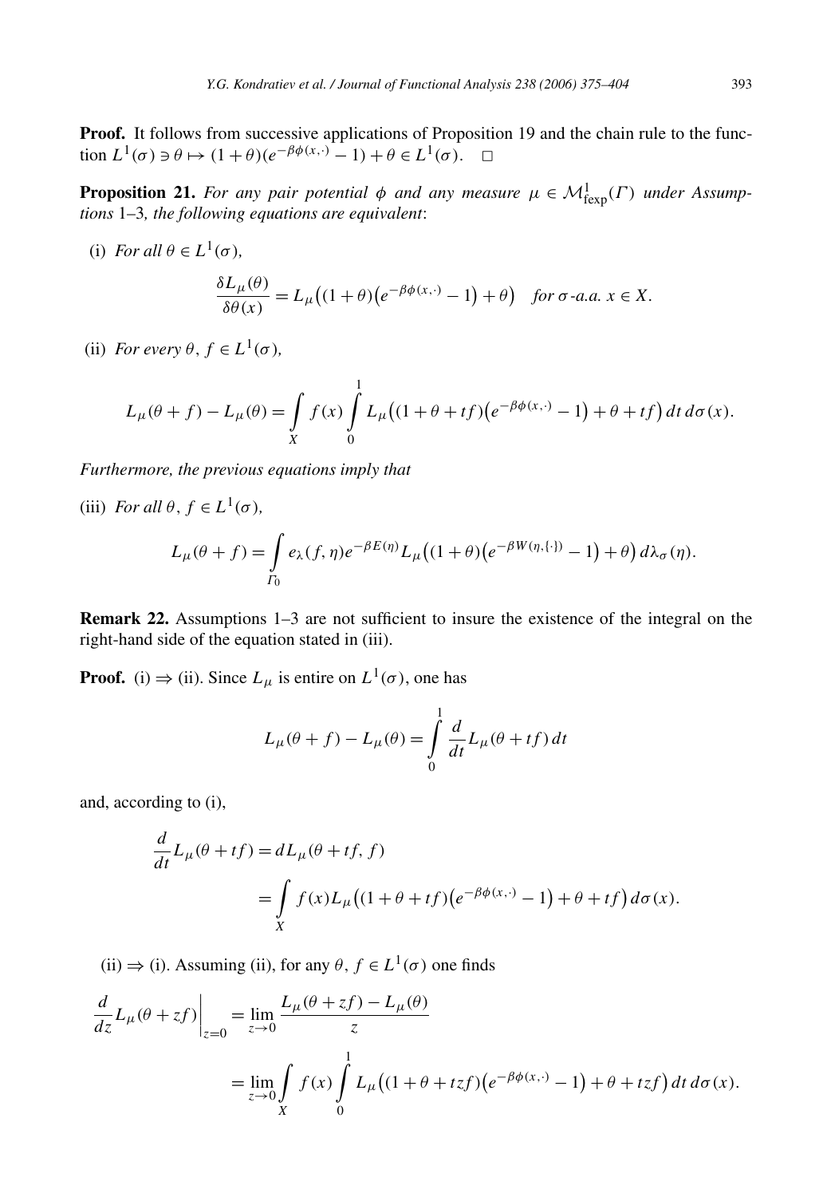**Proof.** It follows from successive applications of Proposition 19 and the chain rule to the function $L^1(\sigma) \ni \theta \mapsto (1+\theta)(e^{-\beta\phi(x,\cdot)} - 1) + \theta \in L^1(\sigma)$. $\square$

**Proposition 21.** *For any pair potential $\phi$ and any measure $\mu \in \mathcal{M}^1_{\mathrm{fexp}}(\Gamma)$ under Assumptions* 1–3*, the following equations are equivalent*:

(i) *For all $\theta \in L^1(\sigma)$,*

$$\frac{\delta L_\mu(\theta)}{\delta\theta(x)} = L_\mu\big((1+\theta)\big(e^{-\beta\phi(x,\cdot)} - 1\big) + \theta\big) \quad \textit{for } \sigma\textit{-a.a. } x \in X.$$

(ii) *For every $\theta, f \in L^1(\sigma)$,*

$$L_\mu(\theta + f) - L_\mu(\theta) = \int_X f(x) \int_0^1 L_\mu\big((1+\theta+tf)\big(e^{-\beta\phi(x,\cdot)} - 1\big) + \theta + tf\big)\,dt\,d\sigma(x).$$

*Furthermore, the previous equations imply that*

(iii) *For all $\theta, f \in L^1(\sigma)$,*

$$L_\mu(\theta + f) = \int_{\Gamma_0} e_\lambda(f,\eta)e^{-\beta E(\eta)} L_\mu\big((1+\theta)\big(e^{-\beta W(\eta,\{\cdot\})} - 1\big) + \theta\big)\,d\lambda_\sigma(\eta).$$

**Remark 22.** Assumptions 1–3 are not sufficient to insure the existence of the integral on the right-hand side of the equation stated in (iii).

**Proof.** (i) $\Rightarrow$ (ii). Since $L_\mu$ is entire on $L^1(\sigma)$, one has

$$L_\mu(\theta + f) - L_\mu(\theta) = \int_0^1 \frac{d}{dt} L_\mu(\theta + tf)\,dt$$

and, according to (i),

$$\begin{aligned}
\frac{d}{dt} L_\mu(\theta + tf) &= dL_\mu(\theta + tf, f) \\
&= \int_X f(x) L_\mu\big((1+\theta+tf)\big(e^{-\beta\phi(x,\cdot)} - 1\big) + \theta + tf\big)\,d\sigma(x).
\end{aligned}$$

(ii) $\Rightarrow$ (i). Assuming (ii), for any $\theta, f \in L^1(\sigma)$ one finds

$$\begin{aligned}
\frac{d}{dz} L_\mu(\theta + zf)\bigg|_{z=0} &= \lim_{z\to 0} \frac{L_\mu(\theta + zf) - L_\mu(\theta)}{z} \\
&= \lim_{z\to 0} \int_X f(x) \int_0^1 L_\mu\big((1+\theta+tzf)\big(e^{-\beta\phi(x,\cdot)} - 1\big) + \theta + tzf\big)\,dt\,d\sigma(x).
\end{aligned}$$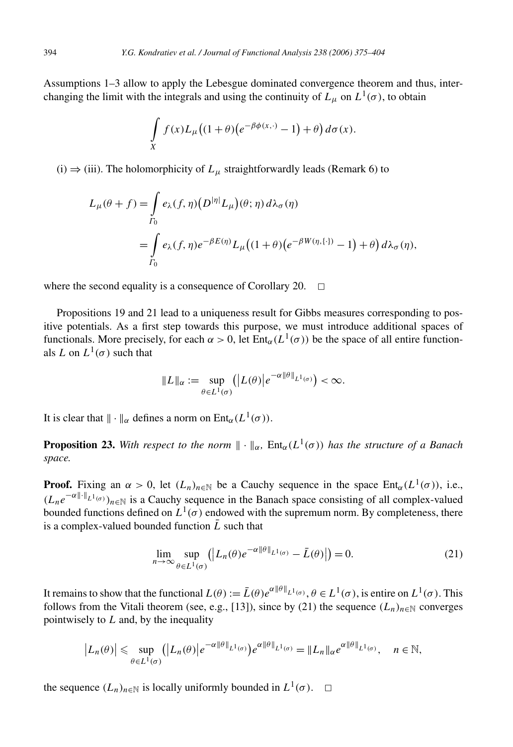Assumptions 1–3 allow to apply the Lebesgue dominated convergence theorem and thus, interchanging the limit with the integrals and using the continuity of $L_\mu$ on $L^1(\sigma)$, to obtain

$$\int_X f(x) L_\mu\big((1+\theta)\big(e^{-\beta\phi(x,\cdot)}-1\big)+\theta\big)\,d\sigma(x).$$

(i) $\Rightarrow$ (iii). The holomorphicity of $L_\mu$ straightforwardly leads (Remark 6) to

$$\begin{aligned}
L_\mu(\theta+f) &= \int_{\Gamma_0} e_\lambda(f,\eta)\big(D^{|\eta|}L_\mu\big)(\theta;\eta)\,d\lambda_\sigma(\eta) \\
&= \int_{\Gamma_0} e_\lambda(f,\eta)e^{-\beta E(\eta)} L_\mu\big((1+\theta)\big(e^{-\beta W(\eta,\{\cdot\})}-1\big)+\theta\big)\,d\lambda_\sigma(\eta),
\end{aligned}$$

where the second equality is a consequence of Corollary 20. $\square$

Propositions 19 and 21 lead to a uniqueness result for Gibbs measures corresponding to positive potentials. As a first step towards this purpose, we must introduce additional spaces of functionals. More precisely, for each $\alpha > 0$, let $\mathrm{Ent}_\alpha(L^1(\sigma))$ be the space of all entire functionals $L$ on $L^1(\sigma)$ such that

$$\|L\|_\alpha := \sup_{\theta\in L^1(\sigma)} \big(\big|L(\theta)\big|e^{-\alpha\|\theta\|_{L^1(\sigma)}}\big) < \infty.$$

It is clear that $\|\cdot\|_\alpha$ defines a norm on $\mathrm{Ent}_\alpha(L^1(\sigma))$.

**Proposition 23.** *With respect to the norm $\|\cdot\|_\alpha$, $\mathrm{Ent}_\alpha(L^1(\sigma))$ has the structure of a Banach space.*

**Proof.** Fixing an $\alpha > 0$, let $(L_n)_{n\in\mathbb{N}}$ be a Cauchy sequence in the space $\mathrm{Ent}_\alpha(L^1(\sigma))$, i.e., $(L_n e^{-\alpha\|\cdot\|_{L^1(\sigma)}})_{n\in\mathbb{N}}$ is a Cauchy sequence in the Banach space consisting of all complex-valued bounded functions defined on $L^1(\sigma)$ endowed with the supremum norm. By completeness, there is a complex-valued bounded function $\bar{L}$ such that

$$\lim_{n\to\infty} \sup_{\theta\in L^1(\sigma)} \big(\big|L_n(\theta)e^{-\alpha\|\theta\|_{L^1(\sigma)}} - \bar{L}(\theta)\big|\big) = 0. \tag{21}$$

It remains to show that the functional $L(\theta) := \bar{L}(\theta)e^{\alpha\|\theta\|_{L^1(\sigma)}}$, $\theta \in L^1(\sigma)$, is entire on $L^1(\sigma)$. This follows from the Vitali theorem (see, e.g., [13]), since by (21) the sequence $(L_n)_{n\in\mathbb{N}}$ converges pointwisely to $L$ and, by the inequality

$$\big|L_n(\theta)\big| \leqslant \sup_{\theta\in L^1(\sigma)} \big(\big|L_n(\theta)\big|e^{-\alpha\|\theta\|_{L^1(\sigma)}}\big)e^{\alpha\|\theta\|_{L^1(\sigma)}} = \|L_n\|_\alpha e^{\alpha\|\theta\|_{L^1(\sigma)}}, \quad n\in\mathbb{N},$$

the sequence $(L_n)_{n\in\mathbb{N}}$ is locally uniformly bounded in $L^1(\sigma)$. $\square$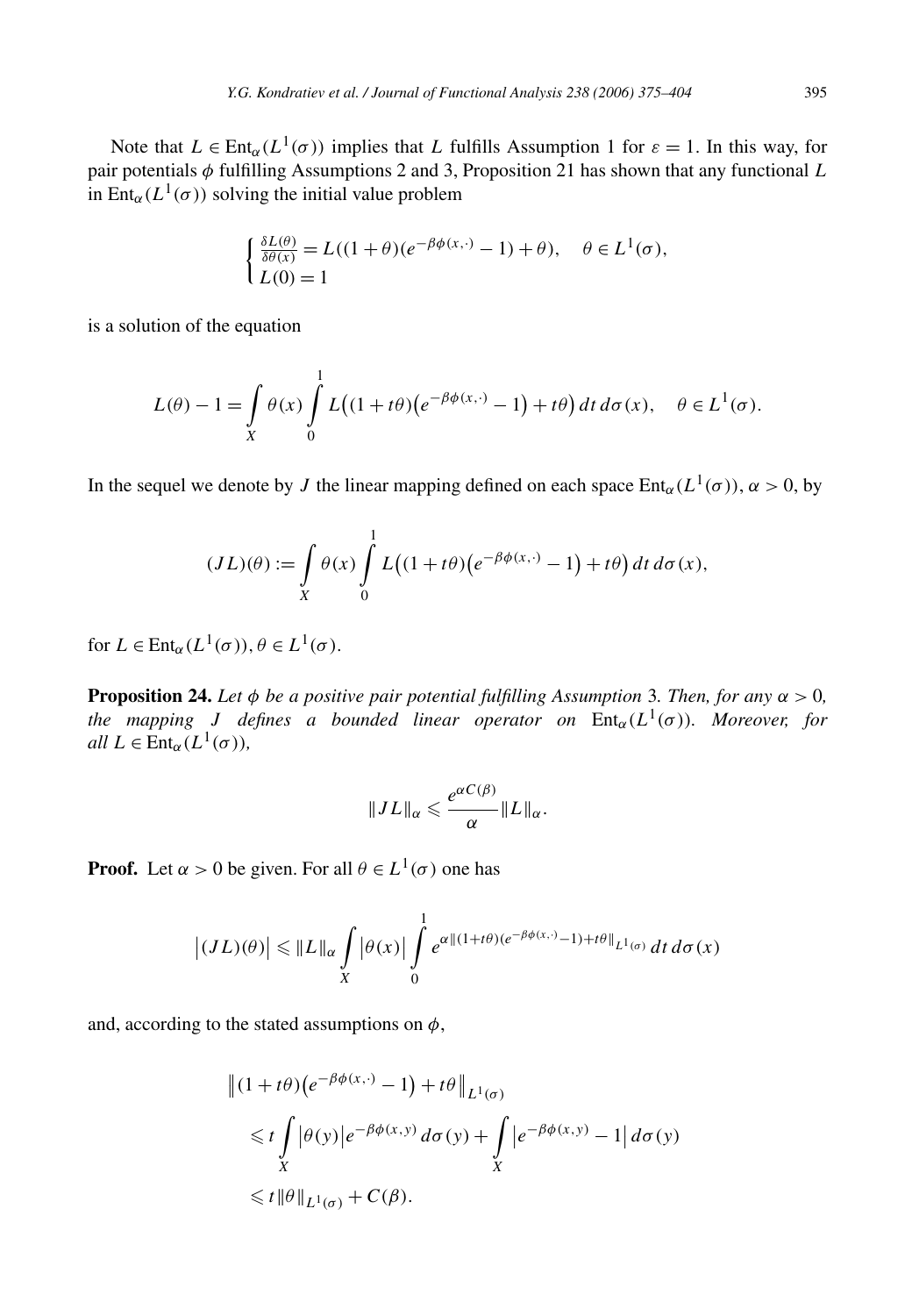Note that $L \in \mathrm{Ent}_\alpha(L^1(\sigma))$ implies that $L$ fulfills Assumption 1 for $\varepsilon = 1$. In this way, for pair potentials $\phi$ fulfilling Assumptions 2 and 3, Proposition 21 has shown that any functional $L$ in $\mathrm{Ent}_\alpha(L^1(\sigma))$ solving the initial value problem

$$\begin{cases} \frac{\delta L(\theta)}{\delta \theta(x)} = L((1+\theta)(e^{-\beta\phi(x,\cdot)} - 1) + \theta), \quad \theta \in L^1(\sigma), \\ L(0) = 1 \end{cases}$$

is a solution of the equation

$$L(\theta) - 1 = \int_X \theta(x) \int_0^1 L\big((1+t\theta)\big(e^{-\beta\phi(x,\cdot)} - 1\big) + t\theta\big)\, dt\, d\sigma(x), \quad \theta \in L^1(\sigma).$$

In the sequel we denote by $J$ the linear mapping defined on each space $\mathrm{Ent}_\alpha(L^1(\sigma))$, $\alpha > 0$, by

$$(JL)(\theta) := \int_X \theta(x) \int_0^1 L\big((1+t\theta)\big(e^{-\beta\phi(x,\cdot)} - 1\big) + t\theta\big)\, dt\, d\sigma(x),$$

for $L \in \mathrm{Ent}_\alpha(L^1(\sigma))$, $\theta \in L^1(\sigma)$.

**Proposition 24.** *Let $\phi$ be a positive pair potential fulfilling Assumption* 3. *Then, for any $\alpha > 0$, the mapping $J$ defines a bounded linear operator on $\mathrm{Ent}_\alpha(L^1(\sigma))$. Moreover, for all $L \in \mathrm{Ent}_\alpha(L^1(\sigma))$,*

$$\|JL\|_\alpha \leqslant \frac{e^{\alpha C(\beta)}}{\alpha} \|L\|_\alpha.$$

**Proof.** Let $\alpha > 0$ be given. For all $\theta \in L^1(\sigma)$ one has

$$\big|(JL)(\theta)\big| \leqslant \|L\|_\alpha \int_X \big|\theta(x)\big| \int_0^1 e^{\alpha \|(1+t\theta)(e^{-\beta\phi(x,\cdot)}-1)+t\theta\|_{L^1(\sigma)}}\, dt\, d\sigma(x)$$

and, according to the stated assumptions on $\phi$,

$$\begin{aligned}
&\big\|(1+t\theta)\big(e^{-\beta\phi(x,\cdot)} - 1\big) + t\theta\big\|_{L^1(\sigma)} \\
&\quad \leqslant t \int_X \big|\theta(y)\big| e^{-\beta\phi(x,y)}\, d\sigma(y) + \int_X \big|e^{-\beta\phi(x,y)} - 1\big|\, d\sigma(y) \\
&\quad \leqslant t\|\theta\|_{L^1(\sigma)} + C(\beta).
\end{aligned}$$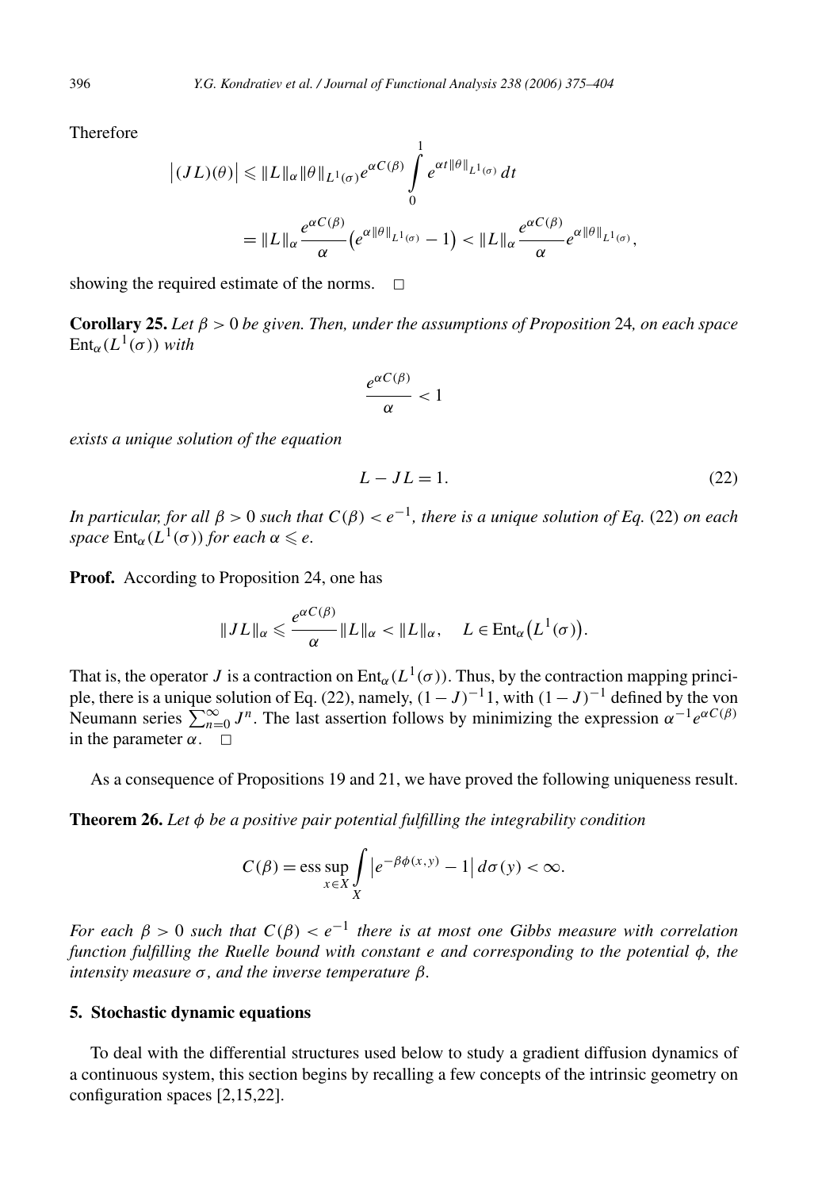Therefore

$$
\begin{aligned}
\left|(JL)(\theta)\right| &\leqslant \|L\|_\alpha \|\theta\|_{L^1(\sigma)} e^{\alpha C(\beta)} \int_0^1 e^{\alpha t \|\theta\|_{L^1(\sigma)}}\, dt \\
&= \|L\|_\alpha \frac{e^{\alpha C(\beta)}}{\alpha} \left(e^{\alpha \|\theta\|_{L^1(\sigma)}} - 1\right) < \|L\|_\alpha \frac{e^{\alpha C(\beta)}}{\alpha} e^{\alpha \|\theta\|_{L^1(\sigma)}},
\end{aligned}
$$

showing the required estimate of the norms. □

**Corollary 25.** *Let $\beta > 0$ be given. Then, under the assumptions of Proposition* 24*, on each space $\mathrm{Ent}_\alpha(L^1(\sigma))$ with*

$$
\frac{e^{\alpha C(\beta)}}{\alpha} < 1
$$

*exists a unique solution of the equation*

$$
L - JL = 1. \tag{22}
$$

*In particular, for all $\beta > 0$ such that $C(\beta) < e^{-1}$, there is a unique solution of Eq.* (22) *on each space $\mathrm{Ent}_\alpha(L^1(\sigma))$ for each $\alpha \leqslant e$.*

**Proof.** According to Proposition 24, one has

$$
\|JL\|_\alpha \leqslant \frac{e^{\alpha C(\beta)}}{\alpha} \|L\|_\alpha < \|L\|_\alpha, \quad L \in \mathrm{Ent}_\alpha\left(L^1(\sigma)\right).
$$

That is, the operator $J$ is a contraction on $\mathrm{Ent}_\alpha(L^1(\sigma))$. Thus, by the contraction mapping principle, there is a unique solution of Eq. (22), namely, $(1-J)^{-1}1$, with $(1-J)^{-1}$ defined by the von Neumann series $\sum_{n=0}^\infty J^n$. The last assertion follows by minimizing the expression $\alpha^{-1} e^{\alpha C(\beta)}$ in the parameter $\alpha$. □

As a consequence of Propositions 19 and 21, we have proved the following uniqueness result.

**Theorem 26.** *Let $\phi$ be a positive pair potential fulfilling the integrability condition*

$$
C(\beta) = \operatorname*{ess\,sup}_{x \in X} \int_X \left|e^{-\beta \phi(x,y)} - 1\right| d\sigma(y) < \infty.
$$

*For each $\beta > 0$ such that $C(\beta) < e^{-1}$ there is at most one Gibbs measure with correlation function fulfilling the Ruelle bound with constant $e$ and corresponding to the potential $\phi$, the intensity measure $\sigma$, and the inverse temperature $\beta$.*

## 5. Stochastic dynamic equations

To deal with the differential structures used below to study a gradient diffusion dynamics of a continuous system, this section begins by recalling a few concepts of the intrinsic geometry on configuration spaces [2,15,22].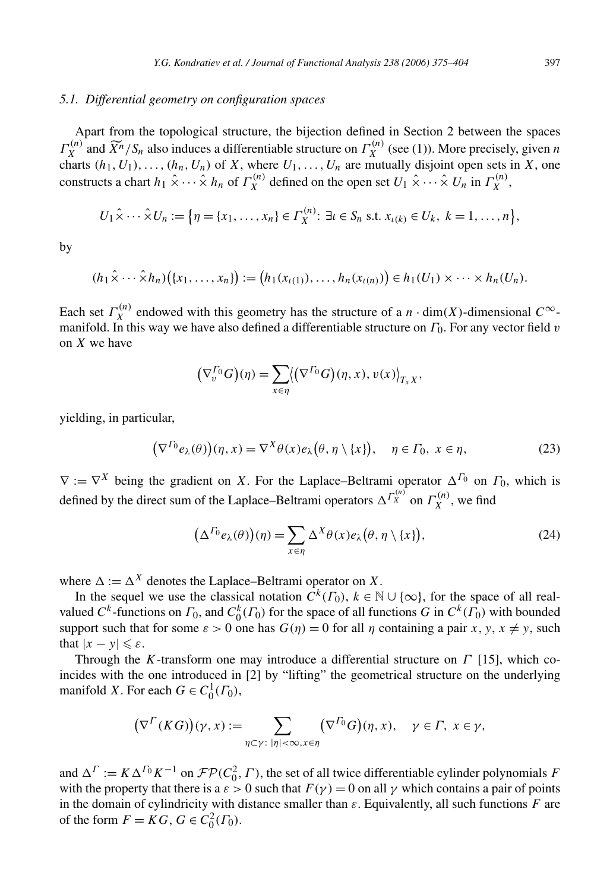### 5.1. Differential geometry on configuration spaces

Apart from the topological structure, the bijection defined in Section 2 between the spaces $\Gamma_X^{(n)}$ and $\widetilde{X^n}/S_n$ also induces a differentiable structure on $\Gamma_X^{(n)}$ (see (1)). More precisely, given $n$ charts $(h_1, U_1), \ldots, (h_n, U_n)$ of $X$, where $U_1, \ldots, U_n$ are mutually disjoint open sets in $X$, one constructs a chart $h_1 \hat{\times} \cdots \hat{\times} h_n$ of $\Gamma_X^{(n)}$ defined on the open set $U_1 \hat{\times} \cdots \hat{\times} U_n$ in $\Gamma_X^{(n)}$,

$$U_1 \hat{\times} \cdots \hat{\times} U_n := \left\{\eta = \{x_1, \ldots, x_n\} \in \Gamma_X^{(n)} \colon \exists \iota \in S_n \text{ s.t. } x_{\iota(k)} \in U_k,\ k = 1, \ldots, n\right\},$$

by

$$(h_1 \hat{\times} \cdots \hat{\times} h_n)\big(\{x_1, \ldots, x_n\}\big) := \big(h_1(x_{\iota(1)}), \ldots, h_n(x_{\iota(n)})\big) \in h_1(U_1) \times \cdots \times h_n(U_n).$$

Each set $\Gamma_X^{(n)}$ endowed with this geometry has the structure of a $n \cdot \dim(X)$-dimensional $C^\infty$-manifold. In this way we have also defined a differentiable structure on $\Gamma_0$. For any vector field $v$ on $X$ we have

$$\big(\nabla_v^{\Gamma_0} G\big)(\eta) = \sum_{x \in \eta} \big\langle \big(\nabla^{\Gamma_0} G\big)(\eta, x), v(x)\big\rangle_{T_x X},$$

yielding, in particular,

$$\big(\nabla^{\Gamma_0} e_\lambda(\theta)\big)(\eta, x) = \nabla^X \theta(x) e_\lambda\big(\theta, \eta \setminus \{x\}\big), \quad \eta \in \Gamma_0,\ x \in \eta, \tag{23}$$

$\nabla := \nabla^X$ being the gradient on $X$. For the Laplace–Beltrami operator $\Delta^{\Gamma_0}$ on $\Gamma_0$, which is defined by the direct sum of the Laplace–Beltrami operators $\Delta^{\Gamma_X^{(n)}}$ on $\Gamma_X^{(n)}$, we find

$$\big(\Delta^{\Gamma_0} e_\lambda(\theta)\big)(\eta) = \sum_{x \in \eta} \Delta^X \theta(x) e_\lambda\big(\theta, \eta \setminus \{x\}\big), \tag{24}$$

where $\Delta := \Delta^X$ denotes the Laplace–Beltrami operator on $X$.

In the sequel we use the classical notation $C^k(\Gamma_0)$, $k \in \mathbb{N} \cup \{\infty\}$, for the space of all real-valued $C^k$-functions on $\Gamma_0$, and $C_0^k(\Gamma_0)$ for the space of all functions $G$ in $C^k(\Gamma_0)$ with bounded support such that for some $\varepsilon > 0$ one has $G(\eta) = 0$ for all $\eta$ containing a pair $x, y$, $x \neq y$, such that $|x - y| \leqslant \varepsilon$.

Through the $K$-transform one may introduce a differential structure on $\Gamma$ [15], which coincides with the one introduced in [2] by "lifting" the geometrical structure on the underlying manifold $X$. For each $G \in C_0^1(\Gamma_0)$,

$$\big(\nabla^\Gamma (KG)\big)(\gamma, x) := \sum_{\eta \subset \gamma \colon |\eta| < \infty, x \in \eta} \big(\nabla^{\Gamma_0} G\big)(\eta, x), \quad \gamma \in \Gamma,\ x \in \gamma,$$

and $\Delta^\Gamma := K \Delta^{\Gamma_0} K^{-1}$ on $\mathcal{FP}(C_0^2, \Gamma)$, the set of all twice differentiable cylinder polynomials $F$ with the property that there is a $\varepsilon > 0$ such that $F(\gamma) = 0$ on all $\gamma$ which contains a pair of points in the domain of cylindricity with distance smaller than $\varepsilon$. Equivalently, all such functions $F$ are of the form $F = KG$, $G \in C_0^2(\Gamma_0)$.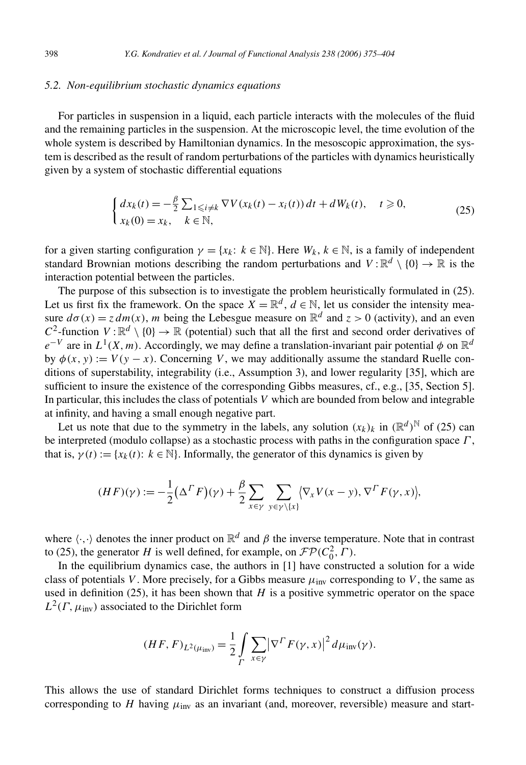### 5.2. Non-equilibrium stochastic dynamics equations

For particles in suspension in a liquid, each particle interacts with the molecules of the fluid and the remaining particles in the suspension. At the microscopic level, the time evolution of the whole system is described by Hamiltonian dynamics. In the mesoscopic approximation, the system is described as the result of random perturbations of the particles with dynamics heuristically given by a system of stochastic differential equations

$$\begin{cases} dx_k(t) = -\frac{\beta}{2}\sum_{1\leqslant i\neq k} \nabla V(x_k(t) - x_i(t))\,dt + dW_k(t), \quad t \geqslant 0, \\ x_k(0) = x_k, \quad k \in \mathbb{N}, \end{cases} \tag{25}$$

for a given starting configuration $\gamma = \{x_k\colon k \in \mathbb{N}\}$. Here $W_k$, $k \in \mathbb{N}$, is a family of independent standard Brownian motions describing the random perturbations and $V : \mathbb{R}^d \setminus \{0\} \to \mathbb{R}$ is the interaction potential between the particles.

The purpose of this subsection is to investigate the problem heuristically formulated in (25). Let us first fix the framework. On the space $X = \mathbb{R}^d$, $d \in \mathbb{N}$, let us consider the intensity measure $d\sigma(x) = z\,dm(x)$, $m$ being the Lebesgue measure on $\mathbb{R}^d$ and $z > 0$ (activity), and an even $C^2$-function $V : \mathbb{R}^d \setminus \{0\} \to \mathbb{R}$ (potential) such that all the first and second order derivatives of $e^{-V}$ are in $L^1(X, m)$. Accordingly, we may define a translation-invariant pair potential $\phi$ on $\mathbb{R}^d$ by $\phi(x, y) := V(y - x)$. Concerning $V$, we may additionally assume the standard Ruelle conditions of superstability, integrability (i.e., Assumption 3), and lower regularity [35], which are sufficient to insure the existence of the corresponding Gibbs measures, cf., e.g., [35, Section 5]. In particular, this includes the class of potentials $V$ which are bounded from below and integrable at infinity, and having a small enough negative part.

Let us note that due to the symmetry in the labels, any solution $(x_k)_k$ in $(\mathbb{R}^d)^{\mathbb{N}}$ of (25) can be interpreted (modulo collapse) as a stochastic process with paths in the configuration space $\Gamma$, that is, $\gamma(t) := \{x_k(t)\colon k \in \mathbb{N}\}$. Informally, the generator of this dynamics is given by

$$(HF)(\gamma) := -\frac{1}{2}\big(\Delta^\Gamma F\big)(\gamma) + \frac{\beta}{2}\sum_{x\in\gamma}\sum_{y\in\gamma\setminus\{x\}} \big\langle \nabla_x V(x - y), \nabla^\Gamma F(\gamma, x)\big\rangle,$$

where $\langle\cdot,\cdot\rangle$ denotes the inner product on $\mathbb{R}^d$ and $\beta$ the inverse temperature. Note that in contrast to (25), the generator $H$ is well defined, for example, on $\mathcal{FP}(C_0^2, \Gamma)$.

In the equilibrium dynamics case, the authors in [1] have constructed a solution for a wide class of potentials $V$. More precisely, for a Gibbs measure $\mu_{\mathrm{inv}}$ corresponding to $V$, the same as used in definition (25), it has been shown that $H$ is a positive symmetric operator on the space $L^2(\Gamma, \mu_{\mathrm{inv}})$ associated to the Dirichlet form

$$(HF, F)_{L^2(\mu_{\mathrm{inv}})} = \frac{1}{2}\int_\Gamma \sum_{x\in\gamma} \big|\nabla^\Gamma F(\gamma, x)\big|^2\,d\mu_{\mathrm{inv}}(\gamma).$$

This allows the use of standard Dirichlet forms techniques to construct a diffusion process corresponding to $H$ having $\mu_{\mathrm{inv}}$ as an invariant (and, moreover, reversible) measure and start-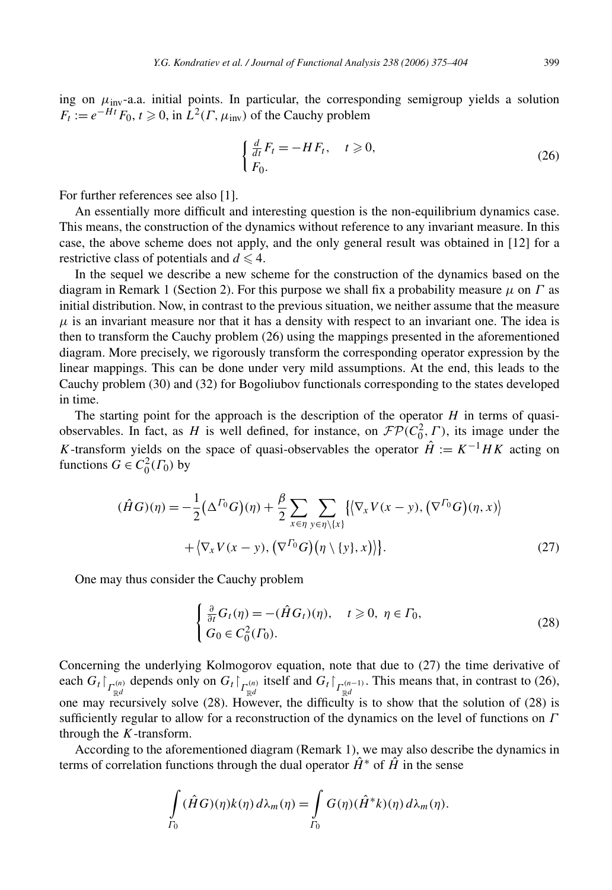ing on $\mu_{\text{inv}}$-a.a. initial points. In particular, the corresponding semigroup yields a solution $F_t := e^{-Ht}F_0$, $t \geqslant 0$, in $L^2(\Gamma, \mu_{\text{inv}})$ of the Cauchy problem

$$\begin{cases} \frac{d}{dt}F_t = -HF_t, \quad t \geqslant 0, \\ F_0. \end{cases} \tag{26}$$

For further references see also [1].

An essentially more difficult and interesting question is the non-equilibrium dynamics case. This means, the construction of the dynamics without reference to any invariant measure. In this case, the above scheme does not apply, and the only general result was obtained in [12] for a restrictive class of potentials and $d \leqslant 4$.

In the sequel we describe a new scheme for the construction of the dynamics based on the diagram in Remark 1 (Section 2). For this purpose we shall fix a probability measure $\mu$ on $\Gamma$ as initial distribution. Now, in contrast to the previous situation, we neither assume that the measure $\mu$ is an invariant measure nor that it has a density with respect to an invariant one. The idea is then to transform the Cauchy problem (26) using the mappings presented in the aforementioned diagram. More precisely, we rigorously transform the corresponding operator expression by the linear mappings. This can be done under very mild assumptions. At the end, this leads to the Cauchy problem (30) and (32) for Bogoliubov functionals corresponding to the states developed in time.

The starting point for the approach is the description of the operator $H$ in terms of quasi-observables. In fact, as $H$ is well defined, for instance, on $\mathcal{FP}(C_0^2, \Gamma)$, its image under the $K$-transform yields on the space of quasi-observables the operator $\hat{H} := K^{-1}HK$ acting on functions $G \in C_0^2(\Gamma_0)$ by

$$\begin{aligned}(\hat{H}G)(\eta) = {} & -\frac{1}{2}\big(\Delta^{\Gamma_0}G\big)(\eta) + \frac{\beta}{2}\sum_{x\in\eta}\sum_{y\in\eta\setminus\{x\}}\big\{\big\langle\nabla_x V(x-y), \big(\nabla^{\Gamma_0}G\big)(\eta, x)\big\rangle \\ & + \big\langle\nabla_x V(x-y), \big(\nabla^{\Gamma_0}G\big)\big(\eta\setminus\{y\}, x\big)\big\rangle\big\}.\end{aligned} \tag{27}$$

One may thus consider the Cauchy problem

$$\begin{cases} \frac{\partial}{\partial t}G_t(\eta) = -(\hat{H}G_t)(\eta), \quad t \geqslant 0, \ \eta \in \Gamma_0, \\ G_0 \in C_0^2(\Gamma_0). \end{cases} \tag{28}$$

Concerning the underlying Kolmogorov equation, note that due to (27) the time derivative of each $G_t\restriction_{\Gamma_{\mathbb{R}^d}^{(n)}}$ depends only on $G_t\restriction_{\Gamma_{\mathbb{R}^d}^{(n)}}$ itself and $G_t\restriction_{\Gamma_{\mathbb{R}^d}^{(n-1)}}$. This means that, in contrast to (26), one may recursively solve (28). However, the difficulty is to show that the solution of (28) is sufficiently regular to allow for a reconstruction of the dynamics on the level of functions on $\Gamma$ through the $K$-transform.

According to the aforementioned diagram (Remark 1), we may also describe the dynamics in terms of correlation functions through the dual operator $\hat{H}^*$ of $\hat{H}$ in the sense

$$\int_{\Gamma_0}(\hat{H}G)(\eta)k(\eta)\,d\lambda_m(\eta) = \int_{\Gamma_0}G(\eta)(\hat{H}^*k)(\eta)\,d\lambda_m(\eta).$$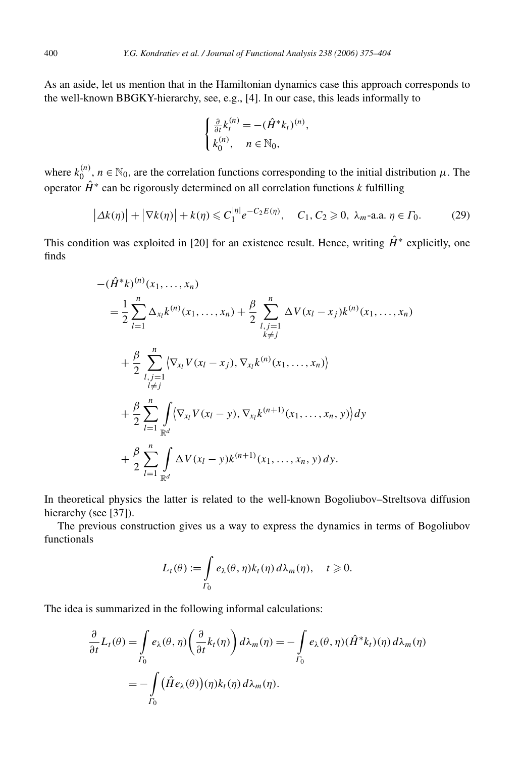As an aside, let us mention that in the Hamiltonian dynamics case this approach corresponds to the well-known BBGKY-hierarchy, see, e.g., [4]. In our case, this leads informally to

$$\begin{cases} \frac{\partial}{\partial t} k_t^{(n)} = -(\hat{H}^* k_t)^{(n)}, \\ k_0^{(n)}, \quad n \in \mathbb{N}_0, \end{cases}$$

where $k_0^{(n)}$, $n \in \mathbb{N}_0$, are the correlation functions corresponding to the initial distribution $\mu$. The operator $\hat{H}^*$ can be rigorously determined on all correlation functions $k$ fulfilling

$$\left|\Delta k(\eta)\right| + \left|\nabla k(\eta)\right| + k(\eta) \leqslant C_1^{|\eta|} e^{-C_2 E(\eta)}, \quad C_1, C_2 \geqslant 0,\ \lambda_m\text{-a.a. } \eta \in \Gamma_0. \tag{29}$$

This condition was exploited in [20] for an existence result. Hence, writing $\hat{H}^*$ explicitly, one finds

$$\begin{aligned} -(\hat{H}^* k)^{(n)}(x_1, \ldots, x_n) &= \frac{1}{2} \sum_{l=1}^{n} \Delta_{x_l} k^{(n)}(x_1, \ldots, x_n) + \frac{\beta}{2} \sum_{\substack{l,j=1 \\ k \neq j}}^{n} \Delta V(x_l - x_j) k^{(n)}(x_1, \ldots, x_n) \\ &\quad + \frac{\beta}{2} \sum_{\substack{l,j=1 \\ l \neq j}}^{n} \left\langle \nabla_{x_l} V(x_l - x_j), \nabla_{x_l} k^{(n)}(x_1, \ldots, x_n) \right\rangle \\ &\quad + \frac{\beta}{2} \sum_{l=1}^{n} \int_{\mathbb{R}^d} \left\langle \nabla_{x_l} V(x_l - y), \nabla_{x_l} k^{(n+1)}(x_1, \ldots, x_n, y) \right\rangle dy \\ &\quad + \frac{\beta}{2} \sum_{l=1}^{n} \int_{\mathbb{R}^d} \Delta V(x_l - y) k^{(n+1)}(x_1, \ldots, x_n, y)\, dy. \end{aligned}$$

In theoretical physics the latter is related to the well-known Bogoliubov–Streltsova diffusion hierarchy (see [37]).

The previous construction gives us a way to express the dynamics in terms of Bogoliubov functionals

$$L_t(\theta) := \int_{\Gamma_0} e_\lambda(\theta, \eta) k_t(\eta)\, d\lambda_m(\eta), \quad t \geqslant 0.$$

The idea is summarized in the following informal calculations:

$$\begin{aligned} \frac{\partial}{\partial t} L_t(\theta) &= \int_{\Gamma_0} e_\lambda(\theta, \eta) \left( \frac{\partial}{\partial t} k_t(\eta) \right) d\lambda_m(\eta) = -\int_{\Gamma_0} e_\lambda(\theta, \eta) (\hat{H}^* k_t)(\eta)\, d\lambda_m(\eta) \\ &= -\int_{\Gamma_0} \left( \hat{H} e_\lambda(\theta) \right)(\eta) k_t(\eta)\, d\lambda_m(\eta). \end{aligned}$$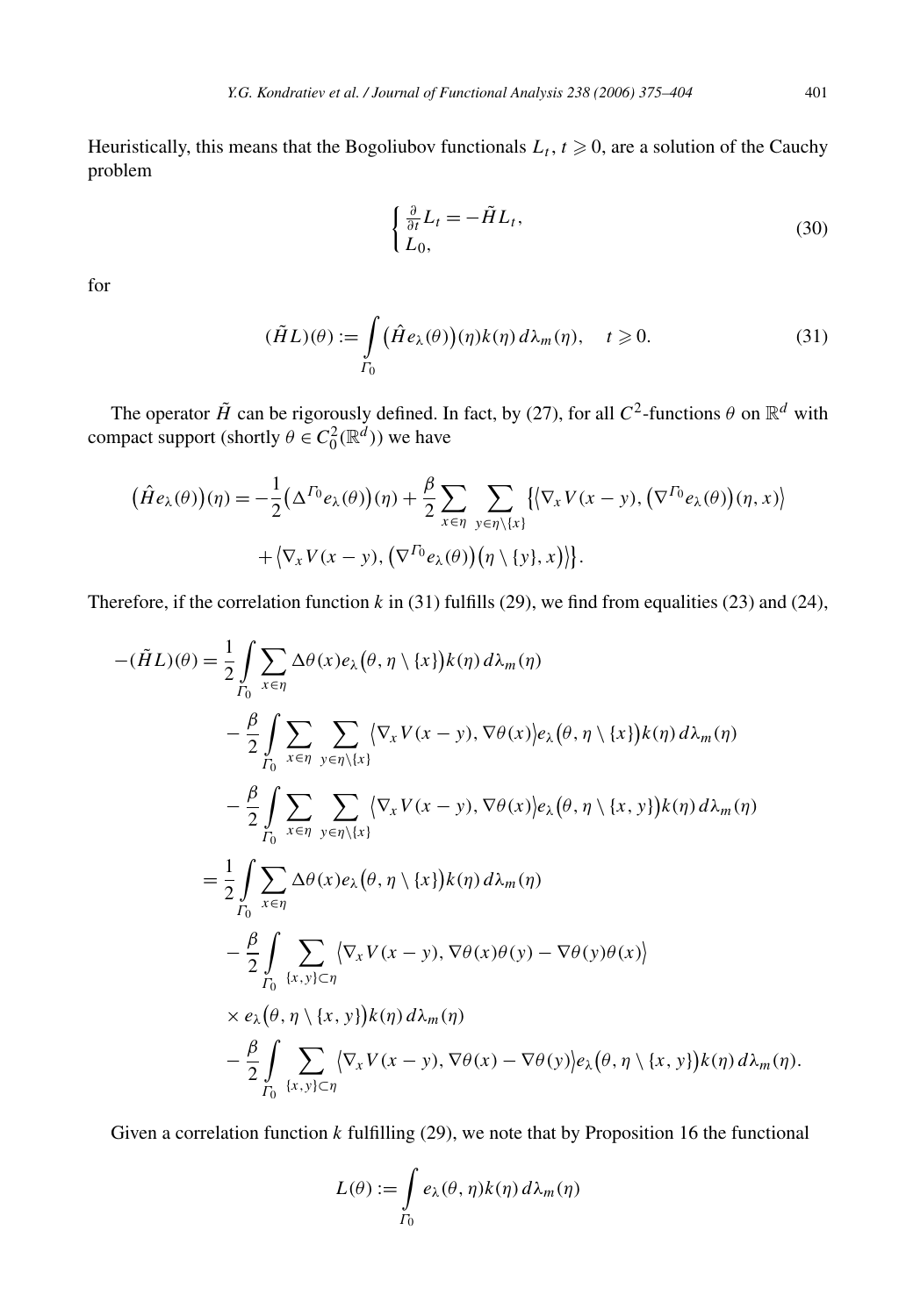Heuristically, this means that the Bogoliubov functionals $L_t$, $t \geqslant 0$, are a solution of the Cauchy problem

$$\begin{cases} \frac{\partial}{\partial t} L_t = -\tilde{H} L_t, \\ L_0, \end{cases} \tag{30}$$

for

$$(\tilde{H} L)(\theta) := \int_{\Gamma_0} \big(\hat{H} e_\lambda(\theta)\big)(\eta) k(\eta)\, d\lambda_m(\eta), \quad t \geqslant 0. \tag{31}$$

The operator $\tilde{H}$ can be rigorously defined. In fact, by (27), for all $C^2$-functions $\theta$ on $\mathbb{R}^d$ with compact support (shortly $\theta \in C_0^2(\mathbb{R}^d)$) we have

$$\begin{aligned}
\big(\hat{H} e_\lambda(\theta)\big)(\eta) = {} & -\frac{1}{2}\big(\Delta^{\Gamma_0} e_\lambda(\theta)\big)(\eta) + \frac{\beta}{2} \sum_{x \in \eta} \sum_{y \in \eta \setminus \{x\}} \big\{\big\langle \nabla_x V(x-y), \big(\nabla^{\Gamma_0} e_\lambda(\theta)\big)(\eta, x)\big\rangle \\
& + \big\langle \nabla_x V(x-y), \big(\nabla^{\Gamma_0} e_\lambda(\theta)\big)\big(\eta \setminus \{y\}, x\big)\big\rangle\big\}.
\end{aligned}$$

Therefore, if the correlation function $k$ in (31) fulfills (29), we find from equalities (23) and (24),

$$\begin{aligned}
-(\tilde{H} L)(\theta) = {} & \frac{1}{2} \int_{\Gamma_0} \sum_{x \in \eta} \Delta\theta(x) e_\lambda\big(\theta, \eta \setminus \{x\}\big) k(\eta)\, d\lambda_m(\eta) \\
& - \frac{\beta}{2} \int_{\Gamma_0} \sum_{x \in \eta} \sum_{y \in \eta \setminus \{x\}} \big\langle \nabla_x V(x-y), \nabla\theta(x)\big\rangle e_\lambda\big(\theta, \eta \setminus \{x\}\big) k(\eta)\, d\lambda_m(\eta) \\
& - \frac{\beta}{2} \int_{\Gamma_0} \sum_{x \in \eta} \sum_{y \in \eta \setminus \{x\}} \big\langle \nabla_x V(x-y), \nabla\theta(x)\big\rangle e_\lambda\big(\theta, \eta \setminus \{x, y\}\big) k(\eta)\, d\lambda_m(\eta) \\
= {} & \frac{1}{2} \int_{\Gamma_0} \sum_{x \in \eta} \Delta\theta(x) e_\lambda\big(\theta, \eta \setminus \{x\}\big) k(\eta)\, d\lambda_m(\eta) \\
& - \frac{\beta}{2} \int_{\Gamma_0} \sum_{\{x,y\} \subset \eta} \big\langle \nabla_x V(x-y), \nabla\theta(x)\theta(y) - \nabla\theta(y)\theta(x)\big\rangle \\
& \times e_\lambda\big(\theta, \eta \setminus \{x, y\}\big) k(\eta)\, d\lambda_m(\eta) \\
& - \frac{\beta}{2} \int_{\Gamma_0} \sum_{\{x,y\} \subset \eta} \big\langle \nabla_x V(x-y), \nabla\theta(x) - \nabla\theta(y)\big\rangle e_\lambda\big(\theta, \eta \setminus \{x, y\}\big) k(\eta)\, d\lambda_m(\eta).
\end{aligned}$$

Given a correlation function $k$ fulfilling (29), we note that by Proposition 16 the functional

$$L(\theta) := \int_{\Gamma_0} e_\lambda(\theta, \eta) k(\eta)\, d\lambda_m(\eta)$$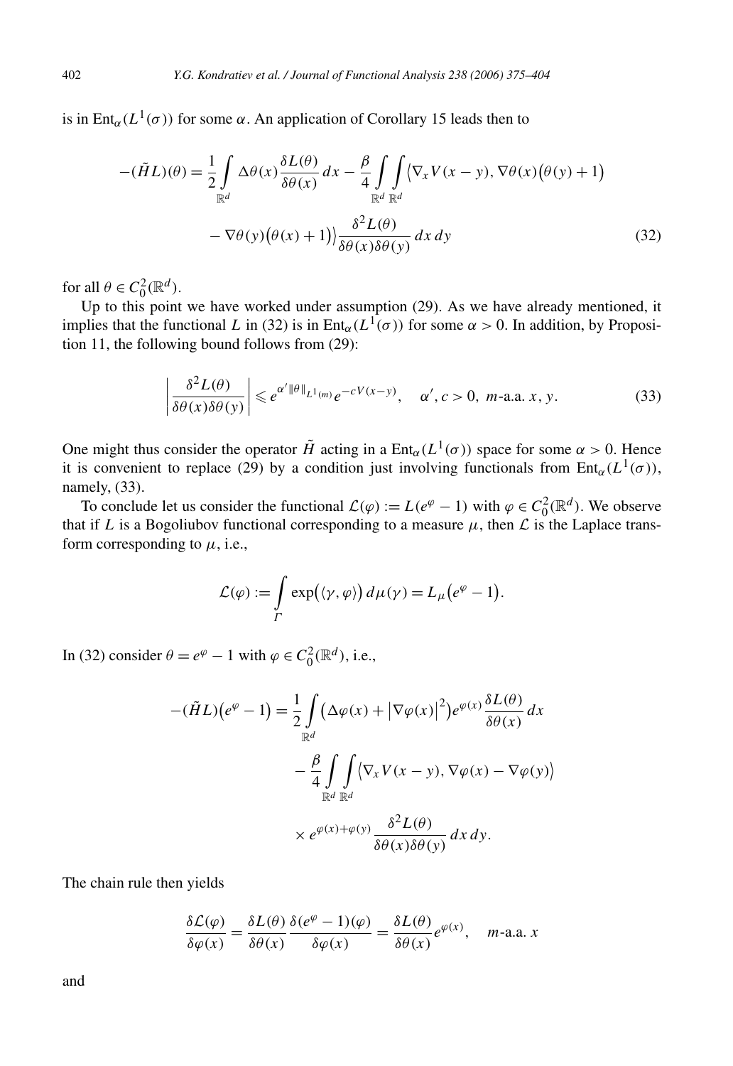is in $\mathrm{Ent}_\alpha(L^1(\sigma))$ for some $\alpha$. An application of Corollary 15 leads then to

$$-(\tilde{H}L)(\theta) = \frac{1}{2}\int_{\mathbb{R}^d} \Delta\theta(x)\frac{\delta L(\theta)}{\delta\theta(x)}\,dx - \frac{\beta}{4}\int_{\mathbb{R}^d}\int_{\mathbb{R}^d}\big\langle \nabla_x V(x-y), \nabla\theta(x)\big(\theta(y)+1\big) - \nabla\theta(y)\big(\theta(x)+1\big)\big\rangle \frac{\delta^2 L(\theta)}{\delta\theta(x)\delta\theta(y)}\,dx\,dy \tag{32}$$

for all $\theta \in C_0^2(\mathbb{R}^d)$.

Up to this point we have worked under assumption (29). As we have already mentioned, it implies that the functional $L$ in (32) is in $\mathrm{Ent}_\alpha(L^1(\sigma))$ for some $\alpha > 0$. In addition, by Proposition 11, the following bound follows from (29):

$$\left|\frac{\delta^2 L(\theta)}{\delta\theta(x)\delta\theta(y)}\right| \leqslant e^{\alpha'\|\theta\|_{L^1(m)}} e^{-cV(x-y)}, \quad \alpha', c > 0,\ m\text{-a.a. } x, y. \tag{33}$$

One might thus consider the operator $\tilde{H}$ acting in a $\mathrm{Ent}_\alpha(L^1(\sigma))$ space for some $\alpha > 0$. Hence it is convenient to replace (29) by a condition just involving functionals from $\mathrm{Ent}_\alpha(L^1(\sigma))$, namely, (33).

To conclude let us consider the functional $\mathcal{L}(\varphi) := L(e^\varphi - 1)$ with $\varphi \in C_0^2(\mathbb{R}^d)$. We observe that if $L$ is a Bogoliubov functional corresponding to a measure $\mu$, then $\mathcal{L}$ is the Laplace transform corresponding to $\mu$, i.e.,

$$\mathcal{L}(\varphi) := \int_\Gamma \exp\big(\langle\gamma,\varphi\rangle\big)\,d\mu(\gamma) = L_\mu\big(e^\varphi - 1\big).$$

In (32) consider $\theta = e^\varphi - 1$ with $\varphi \in C_0^2(\mathbb{R}^d)$, i.e.,

$$-(\tilde{H}L)\big(e^\varphi - 1\big) = \frac{1}{2}\int_{\mathbb{R}^d}\big(\Delta\varphi(x) + \big|\nabla\varphi(x)\big|^2\big)e^{\varphi(x)}\frac{\delta L(\theta)}{\delta\theta(x)}\,dx - \frac{\beta}{4}\int_{\mathbb{R}^d}\int_{\mathbb{R}^d}\big\langle\nabla_x V(x-y), \nabla\varphi(x) - \nabla\varphi(y)\big\rangle \times e^{\varphi(x)+\varphi(y)}\frac{\delta^2 L(\theta)}{\delta\theta(x)\delta\theta(y)}\,dx\,dy.$$

The chain rule then yields

$$\frac{\delta\mathcal{L}(\varphi)}{\delta\varphi(x)} = \frac{\delta L(\theta)}{\delta\theta(x)}\frac{\delta(e^\varphi - 1)(\varphi)}{\delta\varphi(x)} = \frac{\delta L(\theta)}{\delta\theta(x)}e^{\varphi(x)}, \quad m\text{-a.a. } x$$

and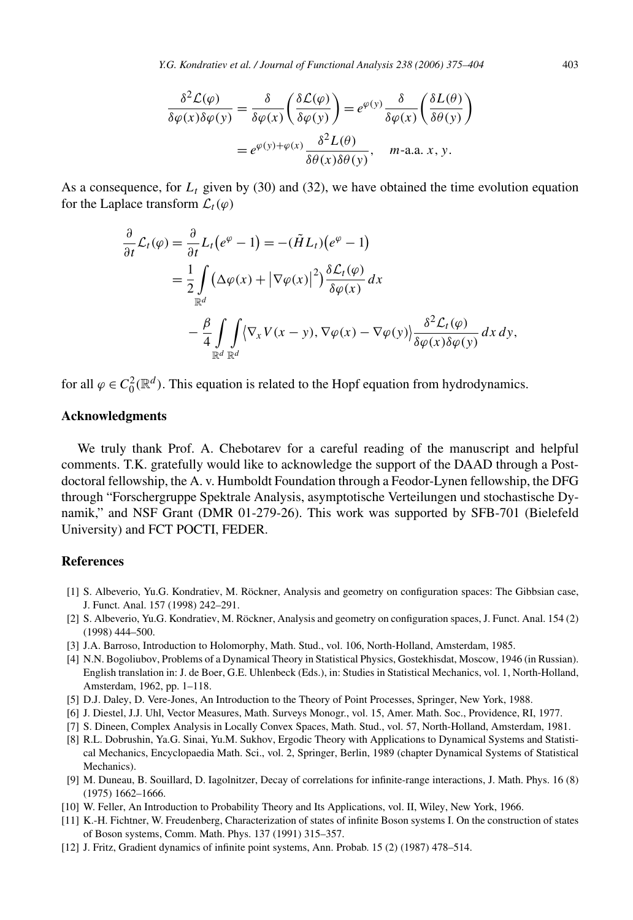$$\frac{\delta^2 \mathcal{L}(\varphi)}{\delta\varphi(x)\delta\varphi(y)} = \frac{\delta}{\delta\varphi(x)}\left(\frac{\delta \mathcal{L}(\varphi)}{\delta\varphi(y)}\right) = e^{\varphi(y)} \frac{\delta}{\delta\varphi(x)}\left(\frac{\delta L(\theta)}{\delta\theta(y)}\right)$$

$$= e^{\varphi(y)+\varphi(x)} \frac{\delta^2 L(\theta)}{\delta\theta(x)\delta\theta(y)}, \quad m\text{-a.a. } x, y.$$

As a consequence, for $L_t$ given by (30) and (32), we have obtained the time evolution equation for the Laplace transform $\mathcal{L}_t(\varphi)$

$$\frac{\partial}{\partial t}\mathcal{L}_t(\varphi) = \frac{\partial}{\partial t} L_t\left(e^{\varphi} - 1\right) = -(\tilde{H} L_t)\left(e^{\varphi} - 1\right)$$

$$= \frac{1}{2} \int_{\mathbb{R}^d} \left(\Delta\varphi(x) + \left|\nabla\varphi(x)\right|^2\right) \frac{\delta \mathcal{L}_t(\varphi)}{\delta\varphi(x)}\, dx$$

$$- \frac{\beta}{4} \int_{\mathbb{R}^d} \int_{\mathbb{R}^d} \left\langle \nabla_x V(x-y), \nabla\varphi(x) - \nabla\varphi(y)\right\rangle \frac{\delta^2 \mathcal{L}_t(\varphi)}{\delta\varphi(x)\delta\varphi(y)}\, dx\, dy,$$

for all $\varphi \in C_0^2(\mathbb{R}^d)$. This equation is related to the Hopf equation from hydrodynamics.

## Acknowledgments

We truly thank Prof. A. Chebotarev for a careful reading of the manuscript and helpful comments. T.K. gratefully would like to acknowledge the support of the DAAD through a Postdoctoral fellowship, the A. v. Humboldt Foundation through a Feodor-Lynen fellowship, the DFG through "Forschergruppe Spektrale Analysis, asymptotische Verteilungen und stochastische Dynamik," and NSF Grant (DMR 01-279-26). This work was supported by SFB-701 (Bielefeld University) and FCT POCTI, FEDER.

## References

[1] S. Albeverio, Yu.G. Kondratiev, M. Röckner, Analysis and geometry on configuration spaces: The Gibbsian case, J. Funct. Anal. 157 (1998) 242–291.

[2] S. Albeverio, Yu.G. Kondratiev, M. Röckner, Analysis and geometry on configuration spaces, J. Funct. Anal. 154 (2) (1998) 444–500.

[3] J.A. Barroso, Introduction to Holomorphy, Math. Stud., vol. 106, North-Holland, Amsterdam, 1985.

[4] N.N. Bogoliubov, Problems of a Dynamical Theory in Statistical Physics, Gostekhisdat, Moscow, 1946 (in Russian). English translation in: J. de Boer, G.E. Uhlenbeck (Eds.), in: Studies in Statistical Mechanics, vol. 1, North-Holland, Amsterdam, 1962, pp. 1–118.

[5] D.J. Daley, D. Vere-Jones, An Introduction to the Theory of Point Processes, Springer, New York, 1988.

[6] J. Diestel, J.J. Uhl, Vector Measures, Math. Surveys Monogr., vol. 15, Amer. Math. Soc., Providence, RI, 1977.

[7] S. Dineen, Complex Analysis in Locally Convex Spaces, Math. Stud., vol. 57, North-Holland, Amsterdam, 1981.

[8] R.L. Dobrushin, Ya.G. Sinai, Yu.M. Sukhov, Ergodic Theory with Applications to Dynamical Systems and Statistical Mechanics, Encyclopaedia Math. Sci., vol. 2, Springer, Berlin, 1989 (chapter Dynamical Systems of Statistical Mechanics).

[9] M. Duneau, B. Souillard, D. Iagolnitzer, Decay of correlations for infinite-range interactions, J. Math. Phys. 16 (8) (1975) 1662–1666.

[10] W. Feller, An Introduction to Probability Theory and Its Applications, vol. II, Wiley, New York, 1966.

[11] K.-H. Fichtner, W. Freudenberg, Characterization of states of infinite Boson systems I. On the construction of states of Boson systems, Comm. Math. Phys. 137 (1991) 315–357.

[12] J. Fritz, Gradient dynamics of infinite point systems, Ann. Probab. 15 (2) (1987) 478–514.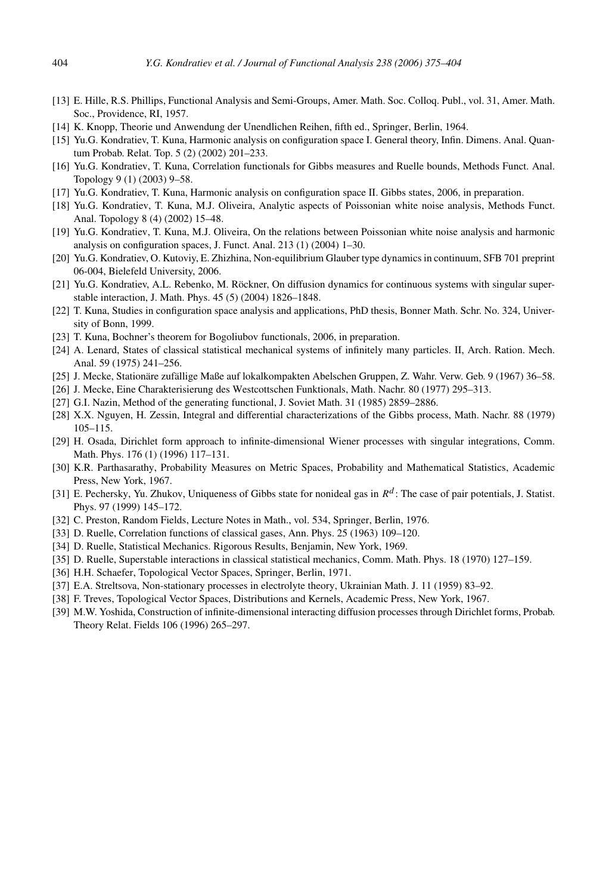[13] E. Hille, R.S. Phillips, Functional Analysis and Semi-Groups, Amer. Math. Soc. Colloq. Publ., vol. 31, Amer. Math. Soc., Providence, RI, 1957.

[14] K. Knopp, Theorie und Anwendung der Unendlichen Reihen, fifth ed., Springer, Berlin, 1964.

[15] Yu.G. Kondratiev, T. Kuna, Harmonic analysis on configuration space I. General theory, Infin. Dimens. Anal. Quantum Probab. Relat. Top. 5 (2) (2002) 201–233.

[16] Yu.G. Kondratiev, T. Kuna, Correlation functionals for Gibbs measures and Ruelle bounds, Methods Funct. Anal. Topology 9 (1) (2003) 9–58.

[17] Yu.G. Kondratiev, T. Kuna, Harmonic analysis on configuration space II. Gibbs states, 2006, in preparation.

[18] Yu.G. Kondratiev, T. Kuna, M.J. Oliveira, Analytic aspects of Poissonian white noise analysis, Methods Funct. Anal. Topology 8 (4) (2002) 15–48.

[19] Yu.G. Kondratiev, T. Kuna, M.J. Oliveira, On the relations between Poissonian white noise analysis and harmonic analysis on configuration spaces, J. Funct. Anal. 213 (1) (2004) 1–30.

[20] Yu.G. Kondratiev, O. Kutoviy, E. Zhizhina, Non-equilibrium Glauber type dynamics in continuum, SFB 701 preprint 06-004, Bielefeld University, 2006.

[21] Yu.G. Kondratiev, A.L. Rebenko, M. Röckner, On diffusion dynamics for continuous systems with singular superstable interaction, J. Math. Phys. 45 (5) (2004) 1826–1848.

[22] T. Kuna, Studies in configuration space analysis and applications, PhD thesis, Bonner Math. Schr. No. 324, University of Bonn, 1999.

[23] T. Kuna, Bochner's theorem for Bogoliubov functionals, 2006, in preparation.

[24] A. Lenard, States of classical statistical mechanical systems of infinitely many particles. II, Arch. Ration. Mech. Anal. 59 (1975) 241–256.

[25] J. Mecke, Stationäre zufällige Maße auf lokalkompakten Abelschen Gruppen, Z. Wahr. Verw. Geb. 9 (1967) 36–58.

[26] J. Mecke, Eine Charakterisierung des Westcottschen Funktionals, Math. Nachr. 80 (1977) 295–313.

[27] G.I. Nazin, Method of the generating functional, J. Soviet Math. 31 (1985) 2859–2886.

[28] X.X. Nguyen, H. Zessin, Integral and differential characterizations of the Gibbs process, Math. Nachr. 88 (1979) 105–115.

[29] H. Osada, Dirichlet form approach to infinite-dimensional Wiener processes with singular integrations, Comm. Math. Phys. 176 (1) (1996) 117–131.

[30] K.R. Parthasarathy, Probability Measures on Metric Spaces, Probability and Mathematical Statistics, Academic Press, New York, 1967.

[31] E. Pechersky, Yu. Zhukov, Uniqueness of Gibbs state for nonideal gas in $R^d$: The case of pair potentials, J. Statist. Phys. 97 (1999) 145–172.

[32] C. Preston, Random Fields, Lecture Notes in Math., vol. 534, Springer, Berlin, 1976.

[33] D. Ruelle, Correlation functions of classical gases, Ann. Phys. 25 (1963) 109–120.

[34] D. Ruelle, Statistical Mechanics. Rigorous Results, Benjamin, New York, 1969.

[35] D. Ruelle, Superstable interactions in classical statistical mechanics, Comm. Math. Phys. 18 (1970) 127–159.

[36] H.H. Schaefer, Topological Vector Spaces, Springer, Berlin, 1971.

[37] E.A. Streltsova, Non-stationary processes in electrolyte theory, Ukrainian Math. J. 11 (1959) 83–92.

[38] F. Treves, Topological Vector Spaces, Distributions and Kernels, Academic Press, New York, 1967.

[39] M.W. Yoshida, Construction of infinite-dimensional interacting diffusion processes through Dirichlet forms, Probab. Theory Relat. Fields 106 (1996) 265–297.